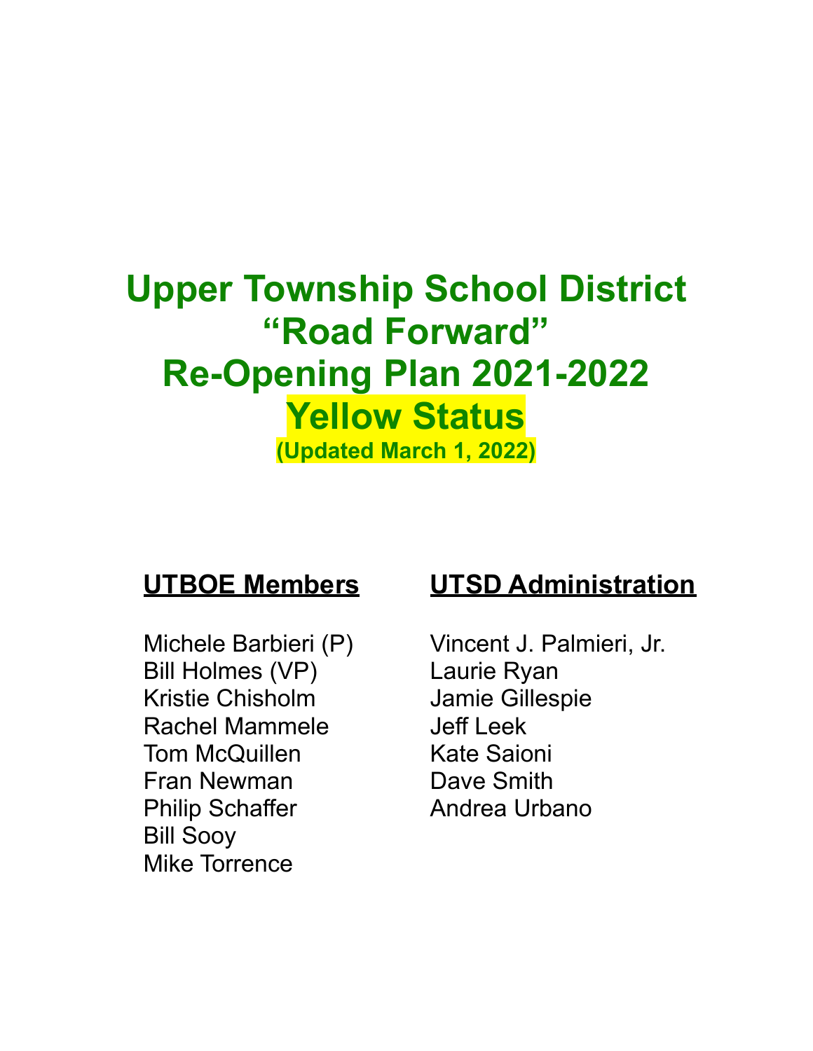# Upper Township School District
# "Road Forward"
# Re-Opening Plan 2021-2022
# Yellow Status
**(Updated March 1, 2022)**

## UTBOE Members

Michele Barbieri (P)
Bill Holmes (VP)
Kristie Chisholm
Rachel Mammele
Tom McQuillen
Fran Newman
Philip Schaffer
Bill Sooy
Mike Torrence

## UTSD Administration

Vincent J. Palmieri, Jr.
Laurie Ryan
Jamie Gillespie
Jeff Leek
Kate Saioni
Dave Smith
Andrea Urbano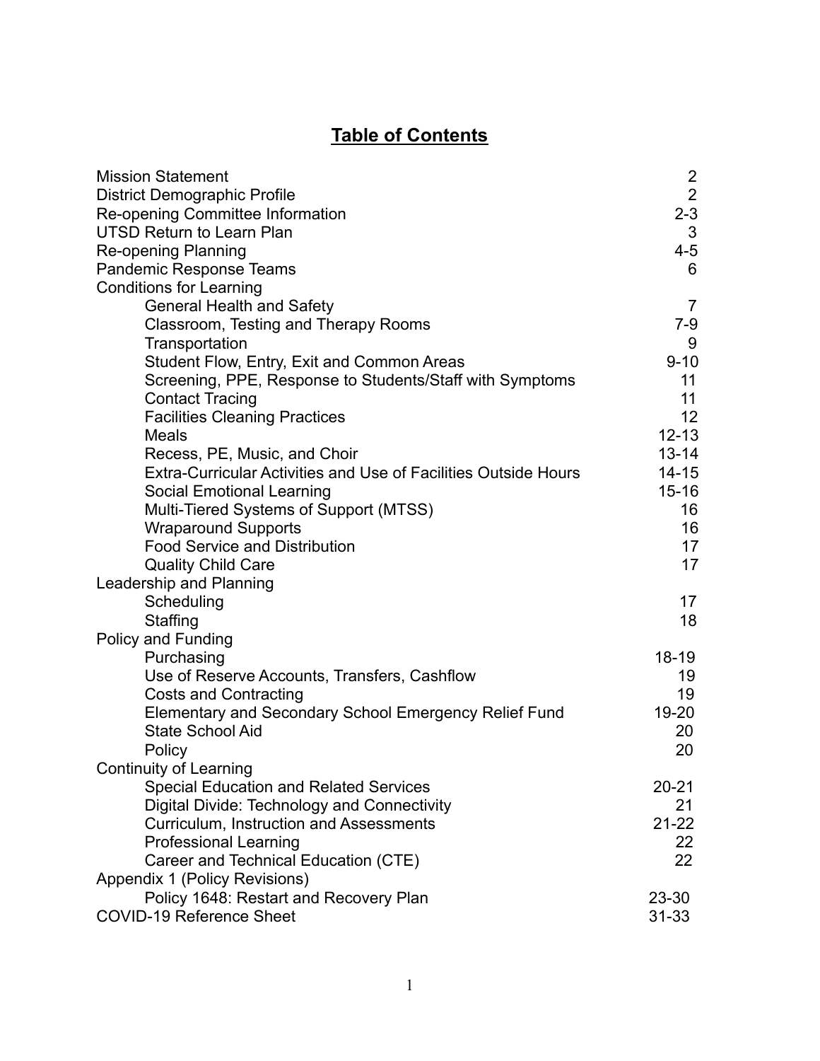# Table of Contents

| | |
|---|---|
| Mission Statement | 2 |
| District Demographic Profile | 2 |
| Re-opening Committee Information | 2-3 |
| UTSD Return to Learn Plan | 3 |
| Re-opening Planning | 4-5 |
| Pandemic Response Teams | 6 |
| Conditions for Learning | |
| General Health and Safety | 7 |
| Classroom, Testing and Therapy Rooms | 7-9 |
| Transportation | 9 |
| Student Flow, Entry, Exit and Common Areas | 9-10 |
| Screening, PPE, Response to Students/Staff with Symptoms | 11 |
| Contact Tracing | 11 |
| Facilities Cleaning Practices | 12 |
| Meals | 12-13 |
| Recess, PE, Music, and Choir | 13-14 |
| Extra-Curricular Activities and Use of Facilities Outside Hours | 14-15 |
| Social Emotional Learning | 15-16 |
| Multi-Tiered Systems of Support (MTSS) | 16 |
| Wraparound Supports | 16 |
| Food Service and Distribution | 17 |
| Quality Child Care | 17 |
| Leadership and Planning | |
| Scheduling | 17 |
| Staffing | 18 |
| Policy and Funding | |
| Purchasing | 18-19 |
| Use of Reserve Accounts, Transfers, Cashflow | 19 |
| Costs and Contracting | 19 |
| Elementary and Secondary School Emergency Relief Fund | 19-20 |
| State School Aid | 20 |
| Policy | 20 |
| Continuity of Learning | |
| Special Education and Related Services | 20-21 |
| Digital Divide: Technology and Connectivity | 21 |
| Curriculum, Instruction and Assessments | 21-22 |
| Professional Learning | 22 |
| Career and Technical Education (CTE) | 22 |
| Appendix 1 (Policy Revisions) | |
| Policy 1648: Restart and Recovery Plan | 23-30 |
| COVID-19 Reference Sheet | 31-33 |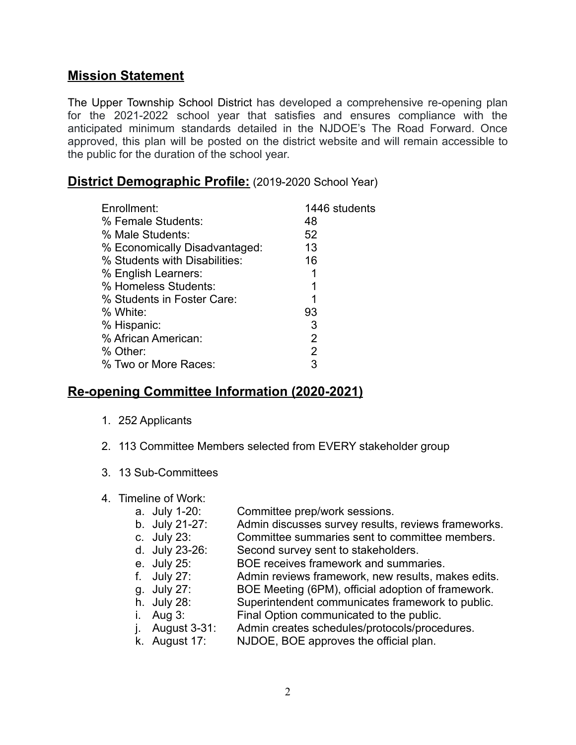## Mission Statement

The Upper Township School District has developed a comprehensive re-opening plan for the 2021-2022 school year that satisfies and ensures compliance with the anticipated minimum standards detailed in the NJDOE's The Road Forward. Once approved, this plan will be posted on the district website and will remain accessible to the public for the duration of the school year.

## District Demographic Profile: (2019-2020 School Year)

| | |
|---|---|
| Enrollment: | 1446 students |
| % Female Students: | 48 |
| % Male Students: | 52 |
| % Economically Disadvantaged: | 13 |
| % Students with Disabilities: | 16 |
| % English Learners: | 1 |
| % Homeless Students: | 1 |
| % Students in Foster Care: | 1 |
| % White: | 93 |
| % Hispanic: | 3 |
| % African American: | 2 |
| % Other: | 2 |
| % Two or More Races: | 3 |

## Re-opening Committee Information (2020-2021)

1. 252 Applicants
2. 113 Committee Members selected from EVERY stakeholder group
3. 13 Sub-Committees
4. Timeline of Work:
   a. July 1-20: Committee prep/work sessions.
   b. July 21-27: Admin discusses survey results, reviews frameworks.
   c. July 23: Committee summaries sent to committee members.
   d. July 23-26: Second survey sent to stakeholders.
   e. July 25: BOE receives framework and summaries.
   f. July 27: Admin reviews framework, new results, makes edits.
   g. July 27: BOE Meeting (6PM), official adoption of framework.
   h. July 28: Superintendent communicates framework to public.
   i. Aug 3: Final Option communicated to the public.
   j. August 3-31: Admin creates schedules/protocols/procedures.
   k. August 17: NJDOE, BOE approves the official plan.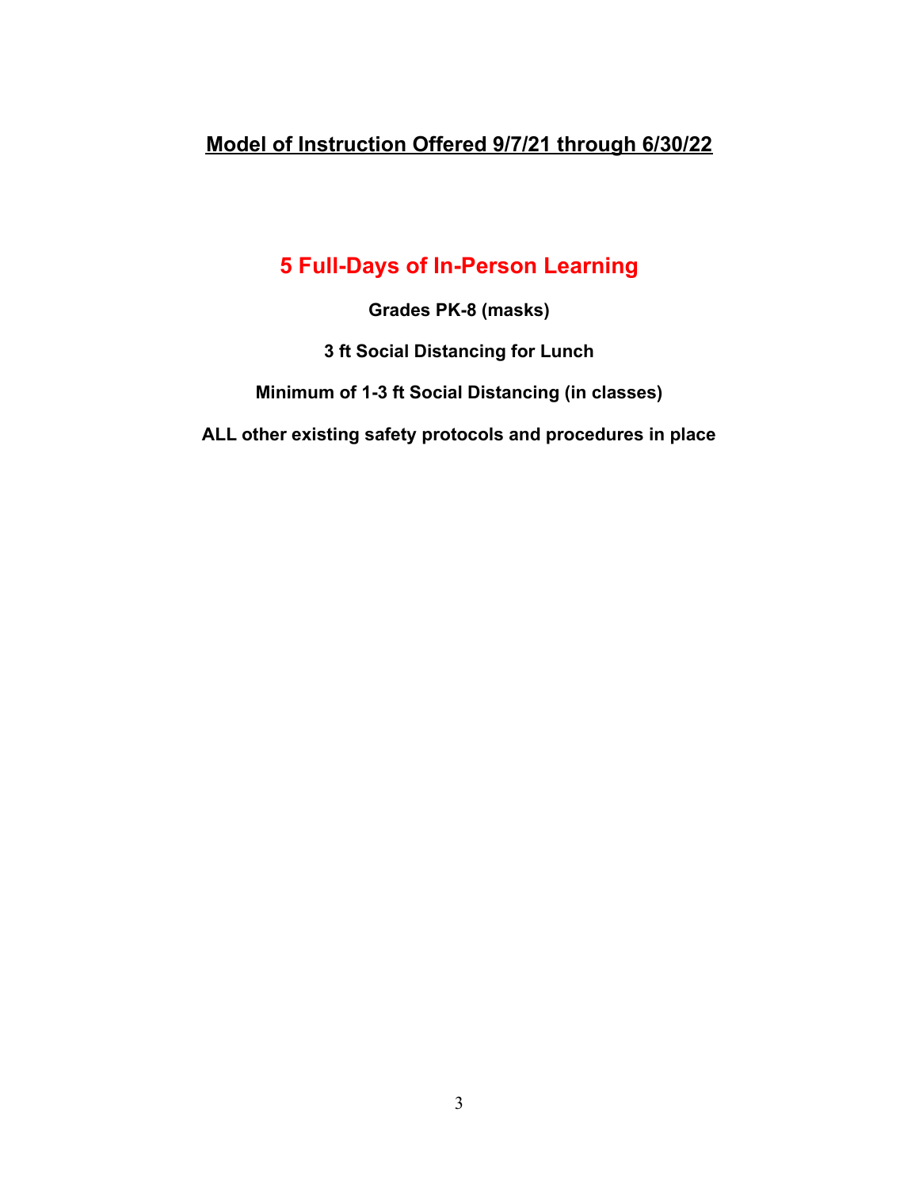## Model of Instruction Offered 9/7/21 through 6/30/22

# 5 Full-Days of In-Person Learning

**Grades PK-8 (masks)**

**3 ft Social Distancing for Lunch**

**Minimum of 1-3 ft Social Distancing (in classes)**

**ALL other existing safety protocols and procedures in place**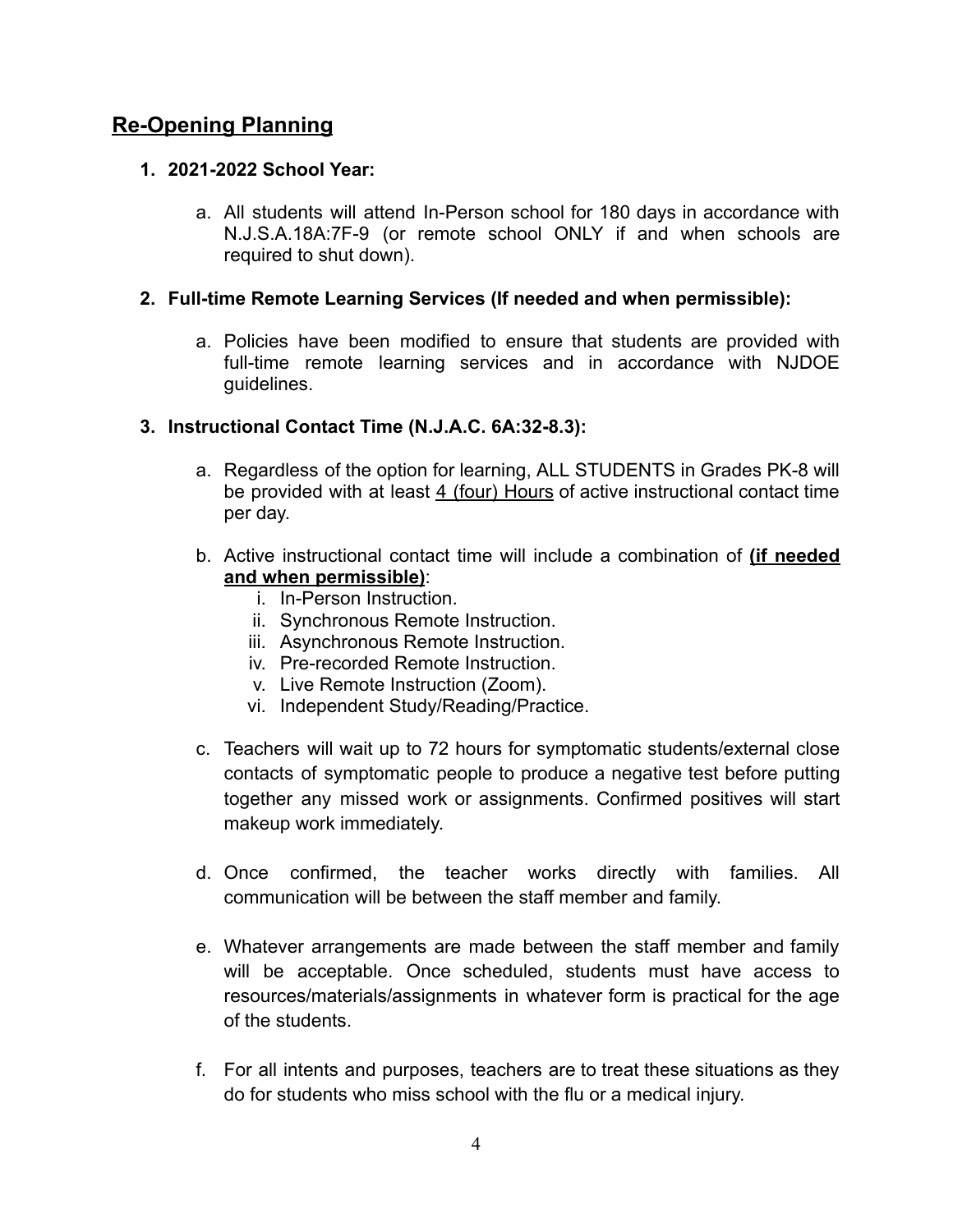## Re-Opening Planning

1. **2021-2022 School Year:**

    a. All students will attend In-Person school for 180 days in accordance with N.J.S.A.18A:7F-9 (or remote school ONLY if and when schools are required to shut down).

2. **Full-time Remote Learning Services (If needed and when permissible):**

    a. Policies have been modified to ensure that students are provided with full-time remote learning services and in accordance with NJDOE guidelines.

3. **Instructional Contact Time (N.J.A.C. 6A:32-8.3):**

    a. Regardless of the option for learning, ALL STUDENTS in Grades PK-8 will be provided with at least <u>4 (four) Hours</u> of active instructional contact time per day.

    b. Active instructional contact time will include a combination of **<u>(if needed and when permissible)</u>**:
        i. In-Person Instruction.
        ii. Synchronous Remote Instruction.
        iii. Asynchronous Remote Instruction.
        iv. Pre-recorded Remote Instruction.
        v. Live Remote Instruction (Zoom).
        vi. Independent Study/Reading/Practice.

    c. Teachers will wait up to 72 hours for symptomatic students/external close contacts of symptomatic people to produce a negative test before putting together any missed work or assignments. Confirmed positives will start makeup work immediately.

    d. Once confirmed, the teacher works directly with families. All communication will be between the staff member and family.

    e. Whatever arrangements are made between the staff member and family will be acceptable. Once scheduled, students must have access to resources/materials/assignments in whatever form is practical for the age of the students.

    f. For all intents and purposes, teachers are to treat these situations as they do for students who miss school with the flu or a medical injury.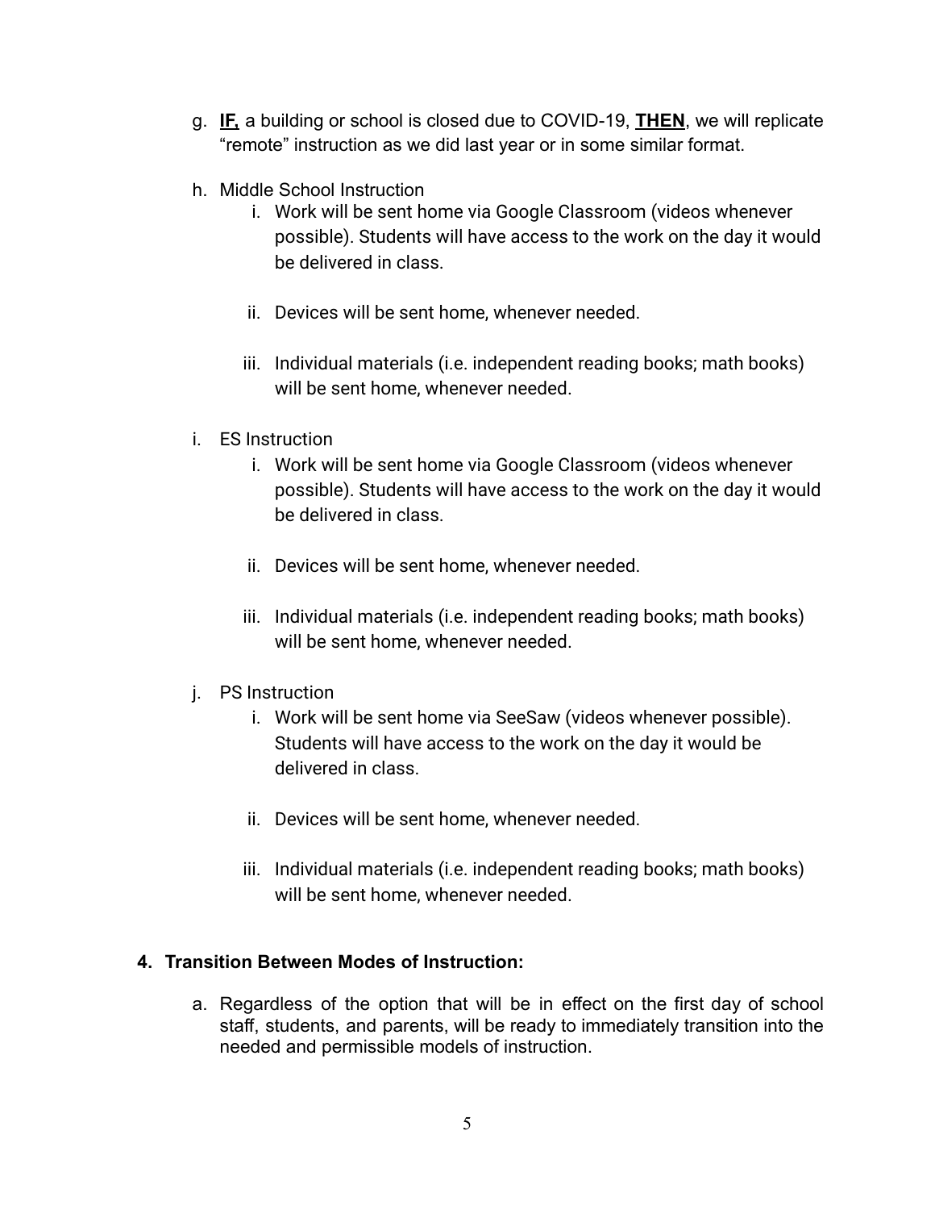g. **<u>IF,</u>** a building or school is closed due to COVID-19, **<u>THEN</u>**, we will replicate "remote" instruction as we did last year or in some similar format.

h. Middle School Instruction
   i. Work will be sent home via Google Classroom (videos whenever possible). Students will have access to the work on the day it would be delivered in class.
   ii. Devices will be sent home, whenever needed.
   iii. Individual materials (i.e. independent reading books; math books) will be sent home, whenever needed.

i. ES Instruction
   i. Work will be sent home via Google Classroom (videos whenever possible). Students will have access to the work on the day it would be delivered in class.
   ii. Devices will be sent home, whenever needed.
   iii. Individual materials (i.e. independent reading books; math books) will be sent home, whenever needed.

j. PS Instruction
   i. Work will be sent home via SeeSaw (videos whenever possible). Students will have access to the work on the day it would be delivered in class.
   ii. Devices will be sent home, whenever needed.
   iii. Individual materials (i.e. independent reading books; math books) will be sent home, whenever needed.

**4. Transition Between Modes of Instruction:**

a. Regardless of the option that will be in effect on the first day of school staff, students, and parents, will be ready to immediately transition into the needed and permissible models of instruction.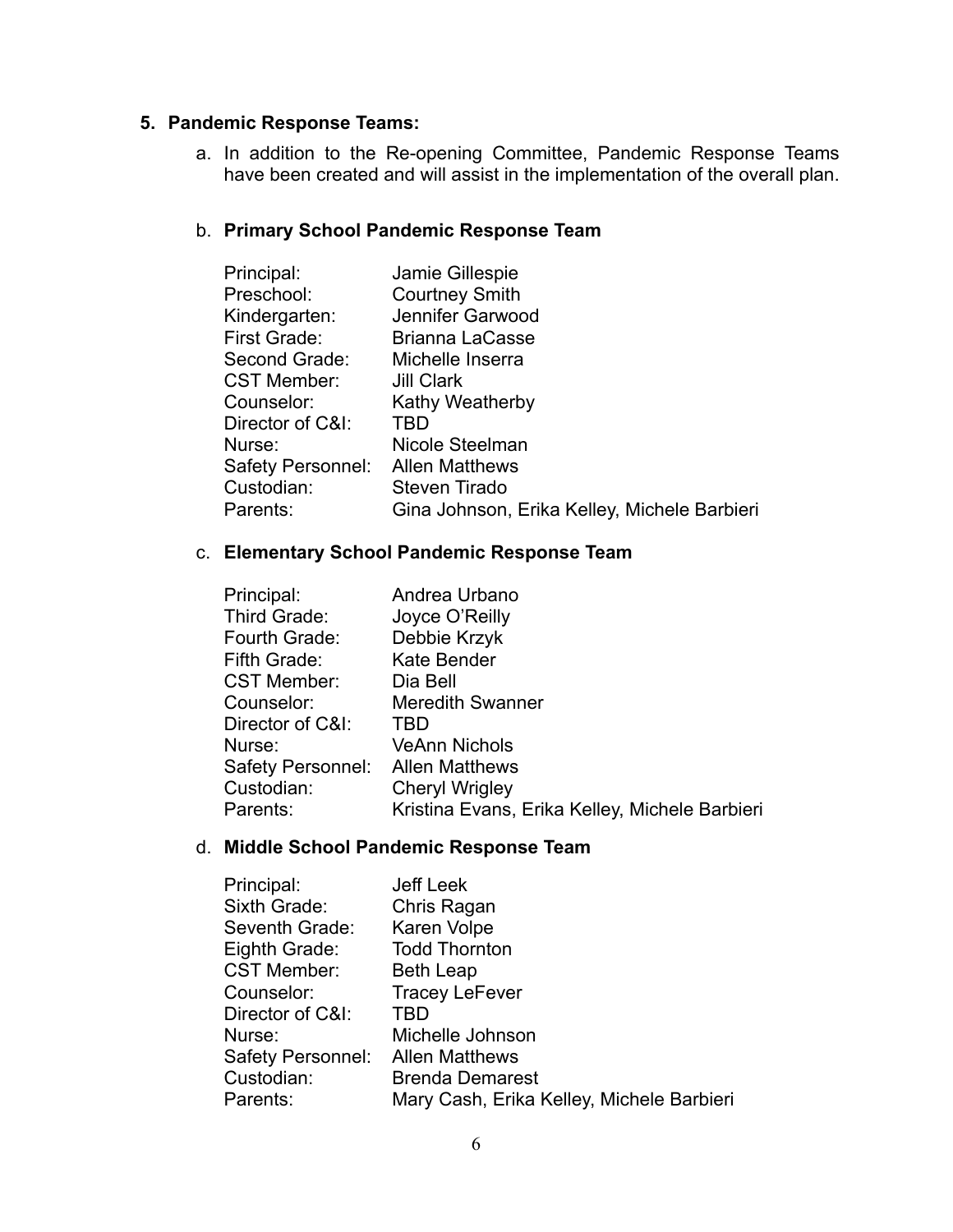5. **Pandemic Response Teams:**

   a. In addition to the Re-opening Committee, Pandemic Response Teams have been created and will assist in the implementation of the overall plan.

   b. **Primary School Pandemic Response Team**

| | |
|---|---|
| Principal: | Jamie Gillespie |
| Preschool: | Courtney Smith |
| Kindergarten: | Jennifer Garwood |
| First Grade: | Brianna LaCasse |
| Second Grade: | Michelle Inserra |
| CST Member: | Jill Clark |
| Counselor: | Kathy Weatherby |
| Director of C&I: | TBD |
| Nurse: | Nicole Steelman |
| Safety Personnel: | Allen Matthews |
| Custodian: | Steven Tirado |
| Parents: | Gina Johnson, Erika Kelley, Michele Barbieri |

   c. **Elementary School Pandemic Response Team**

| | |
|---|---|
| Principal: | Andrea Urbano |
| Third Grade: | Joyce O'Reilly |
| Fourth Grade: | Debbie Krzyk |
| Fifth Grade: | Kate Bender |
| CST Member: | Dia Bell |
| Counselor: | Meredith Swanner |
| Director of C&I: | TBD |
| Nurse: | VeAnn Nichols |
| Safety Personnel: | Allen Matthews |
| Custodian: | Cheryl Wrigley |
| Parents: | Kristina Evans, Erika Kelley, Michele Barbieri |

   d. **Middle School Pandemic Response Team**

| | |
|---|---|
| Principal: | Jeff Leek |
| Sixth Grade: | Chris Ragan |
| Seventh Grade: | Karen Volpe |
| Eighth Grade: | Todd Thornton |
| CST Member: | Beth Leap |
| Counselor: | Tracey LeFever |
| Director of C&I: | TBD |
| Nurse: | Michelle Johnson |
| Safety Personnel: | Allen Matthews |
| Custodian: | Brenda Demarest |
| Parents: | Mary Cash, Erika Kelley, Michele Barbieri |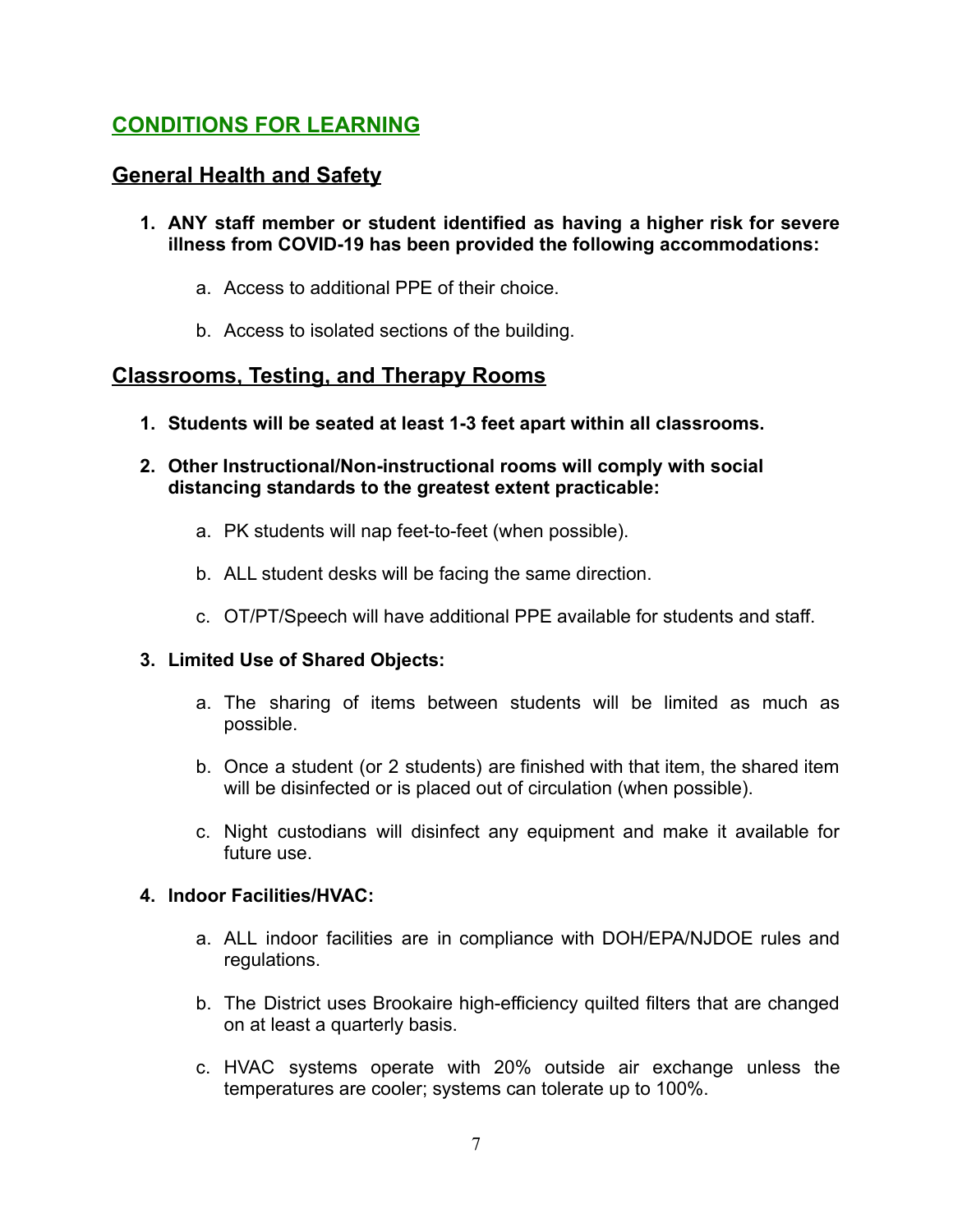## CONDITIONS FOR LEARNING

### General Health and Safety

1. **ANY staff member or student identified as having a higher risk for severe illness from COVID-19 has been provided the following accommodations:**
    a. Access to additional PPE of their choice.
    b. Access to isolated sections of the building.

### Classrooms, Testing, and Therapy Rooms

1. **Students will be seated at least 1-3 feet apart within all classrooms.**
2. **Other Instructional/Non-instructional rooms will comply with social distancing standards to the greatest extent practicable:**
    a. PK students will nap feet-to-feet (when possible).
    b. ALL student desks will be facing the same direction.
    c. OT/PT/Speech will have additional PPE available for students and staff.
3. **Limited Use of Shared Objects:**
    a. The sharing of items between students will be limited as much as possible.
    b. Once a student (or 2 students) are finished with that item, the shared item will be disinfected or is placed out of circulation (when possible).
    c. Night custodians will disinfect any equipment and make it available for future use.
4. **Indoor Facilities/HVAC:**
    a. ALL indoor facilities are in compliance with DOH/EPA/NJDOE rules and regulations.
    b. The District uses Brookaire high-efficiency quilted filters that are changed on at least a quarterly basis.
    c. HVAC systems operate with 20% outside air exchange unless the temperatures are cooler; systems can tolerate up to 100%.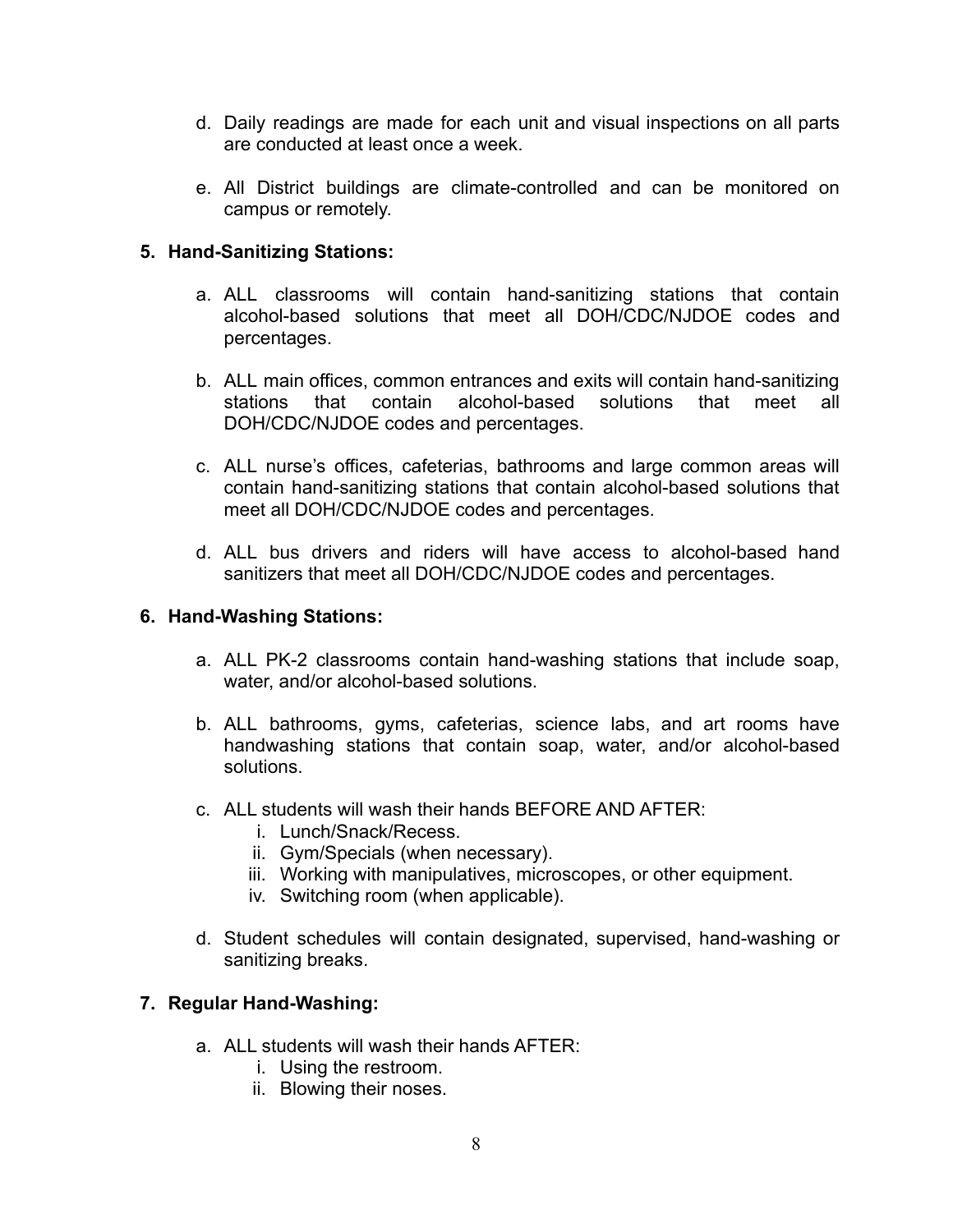d. Daily readings are made for each unit and visual inspections on all parts are conducted at least once a week.

e. All District buildings are climate-controlled and can be monitored on campus or remotely.

**5. Hand-Sanitizing Stations:**

a. ALL classrooms will contain hand-sanitizing stations that contain alcohol-based solutions that meet all DOH/CDC/NJDOE codes and percentages.

b. ALL main offices, common entrances and exits will contain hand-sanitizing stations that contain alcohol-based solutions that meet all DOH/CDC/NJDOE codes and percentages.

c. ALL nurse's offices, cafeterias, bathrooms and large common areas will contain hand-sanitizing stations that contain alcohol-based solutions that meet all DOH/CDC/NJDOE codes and percentages.

d. ALL bus drivers and riders will have access to alcohol-based hand sanitizers that meet all DOH/CDC/NJDOE codes and percentages.

**6. Hand-Washing Stations:**

a. ALL PK-2 classrooms contain hand-washing stations that include soap, water, and/or alcohol-based solutions.

b. ALL bathrooms, gyms, cafeterias, science labs, and art rooms have handwashing stations that contain soap, water, and/or alcohol-based solutions.

c. ALL students will wash their hands BEFORE AND AFTER:
   i. Lunch/Snack/Recess.
   ii. Gym/Specials (when necessary).
   iii. Working with manipulatives, microscopes, or other equipment.
   iv. Switching room (when applicable).

d. Student schedules will contain designated, supervised, hand-washing or sanitizing breaks.

**7. Regular Hand-Washing:**

a. ALL students will wash their hands AFTER:
   i. Using the restroom.
   ii. Blowing their noses.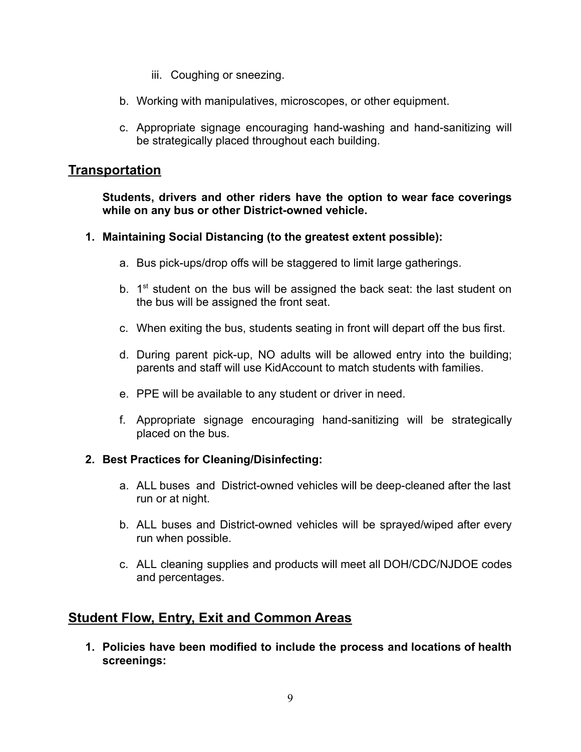iii. Coughing or sneezing.

b. Working with manipulatives, microscopes, or other equipment.

c. Appropriate signage encouraging hand-washing and hand-sanitizing will be strategically placed throughout each building.

## Transportation

**Students, drivers and other riders have the option to wear face coverings while on any bus or other District-owned vehicle.**

1. **Maintaining Social Distancing (to the greatest extent possible):**

   a. Bus pick-ups/drop offs will be staggered to limit large gatherings.

   b. 1st student on the bus will be assigned the back seat: the last student on the bus will be assigned the front seat.

   c. When exiting the bus, students seating in front will depart off the bus first.

   d. During parent pick-up, NO adults will be allowed entry into the building; parents and staff will use KidAccount to match students with families.

   e. PPE will be available to any student or driver in need.

   f. Appropriate signage encouraging hand-sanitizing will be strategically placed on the bus.

2. **Best Practices for Cleaning/Disinfecting:**

   a. ALL buses and District-owned vehicles will be deep-cleaned after the last run or at night.

   b. ALL buses and District-owned vehicles will be sprayed/wiped after every run when possible.

   c. ALL cleaning supplies and products will meet all DOH/CDC/NJDOE codes and percentages.

## Student Flow, Entry, Exit and Common Areas

1. **Policies have been modified to include the process and locations of health screenings:**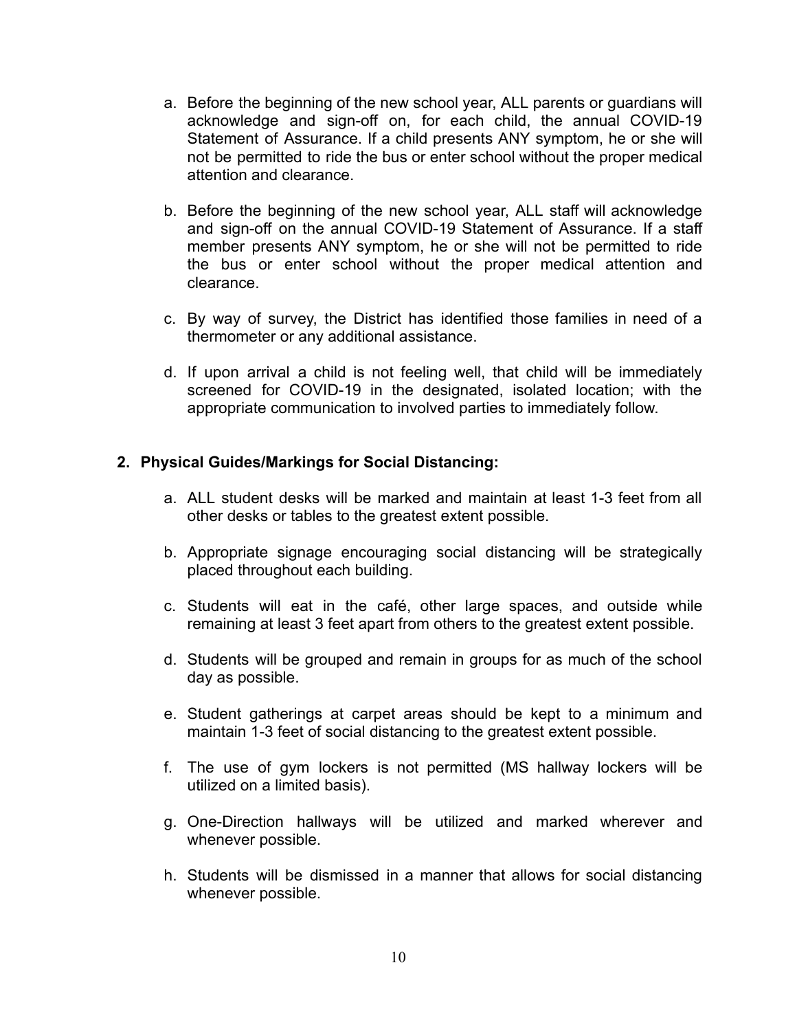a. Before the beginning of the new school year, ALL parents or guardians will acknowledge and sign-off on, for each child, the annual COVID-19 Statement of Assurance. If a child presents ANY symptom, he or she will not be permitted to ride the bus or enter school without the proper medical attention and clearance.

b. Before the beginning of the new school year, ALL staff will acknowledge and sign-off on the annual COVID-19 Statement of Assurance. If a staff member presents ANY symptom, he or she will not be permitted to ride the bus or enter school without the proper medical attention and clearance.

c. By way of survey, the District has identified those families in need of a thermometer or any additional assistance.

d. If upon arrival a child is not feeling well, that child will be immediately screened for COVID-19 in the designated, isolated location; with the appropriate communication to involved parties to immediately follow.

**2. Physical Guides/Markings for Social Distancing:**

a. ALL student desks will be marked and maintain at least 1-3 feet from all other desks or tables to the greatest extent possible.

b. Appropriate signage encouraging social distancing will be strategically placed throughout each building.

c. Students will eat in the café, other large spaces, and outside while remaining at least 3 feet apart from others to the greatest extent possible.

d. Students will be grouped and remain in groups for as much of the school day as possible.

e. Student gatherings at carpet areas should be kept to a minimum and maintain 1-3 feet of social distancing to the greatest extent possible.

f. The use of gym lockers is not permitted (MS hallway lockers will be utilized on a limited basis).

g. One-Direction hallways will be utilized and marked wherever and whenever possible.

h. Students will be dismissed in a manner that allows for social distancing whenever possible.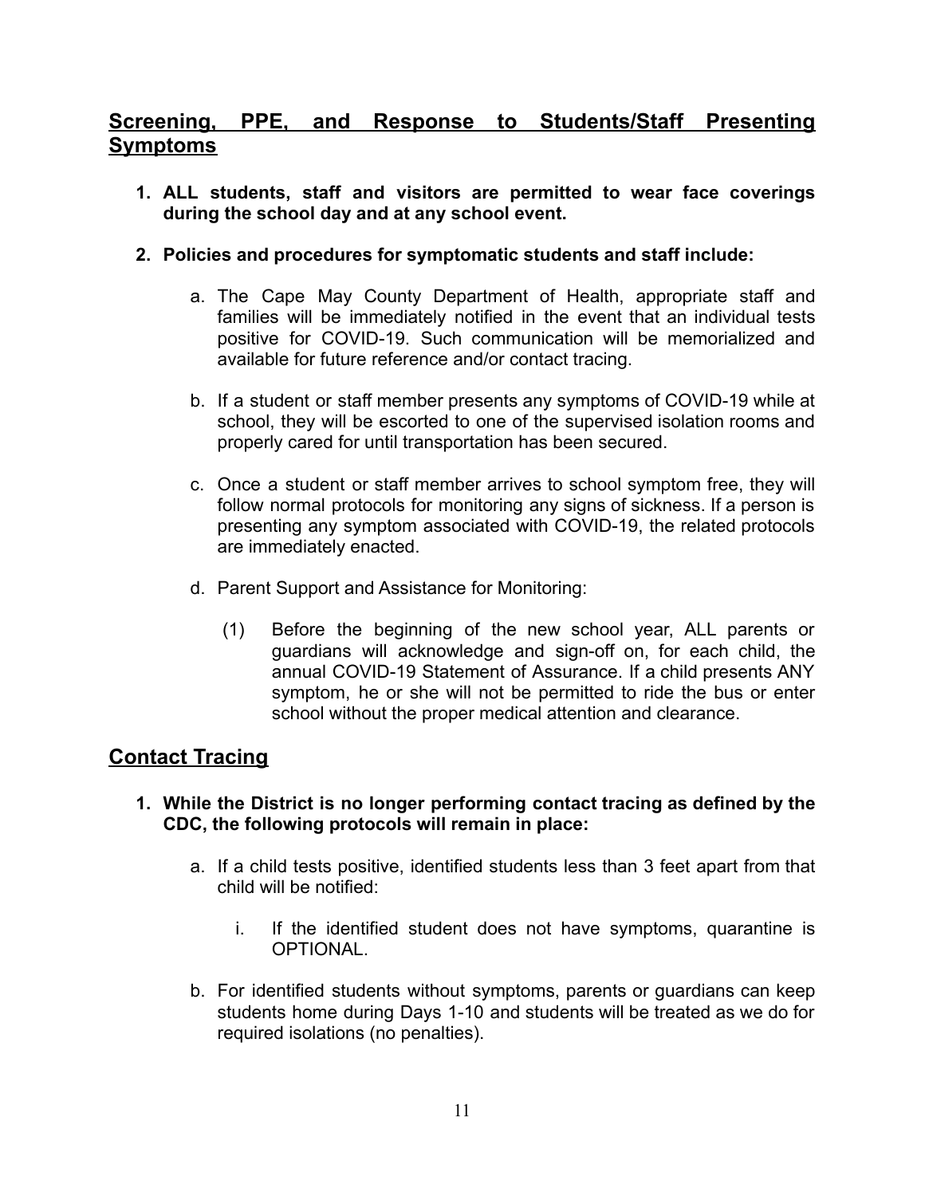## Screening, PPE, and Response to Students/Staff Presenting Symptoms

1. **ALL students, staff and visitors are permitted to wear face coverings during the school day and at any school event.**

2. **Policies and procedures for symptomatic students and staff include:**

   a. The Cape May County Department of Health, appropriate staff and families will be immediately notified in the event that an individual tests positive for COVID-19. Such communication will be memorialized and available for future reference and/or contact tracing.

   b. If a student or staff member presents any symptoms of COVID-19 while at school, they will be escorted to one of the supervised isolation rooms and properly cared for until transportation has been secured.

   c. Once a student or staff member arrives to school symptom free, they will follow normal protocols for monitoring any signs of sickness. If a person is presenting any symptom associated with COVID-19, the related protocols are immediately enacted.

   d. Parent Support and Assistance for Monitoring:

      (1) Before the beginning of the new school year, ALL parents or guardians will acknowledge and sign-off on, for each child, the annual COVID-19 Statement of Assurance. If a child presents ANY symptom, he or she will not be permitted to ride the bus or enter school without the proper medical attention and clearance.

## Contact Tracing

1. **While the District is no longer performing contact tracing as defined by the CDC, the following protocols will remain in place:**

   a. If a child tests positive, identified students less than 3 feet apart from that child will be notified:

      i. If the identified student does not have symptoms, quarantine is OPTIONAL.

   b. For identified students without symptoms, parents or guardians can keep students home during Days 1-10 and students will be treated as we do for required isolations (no penalties).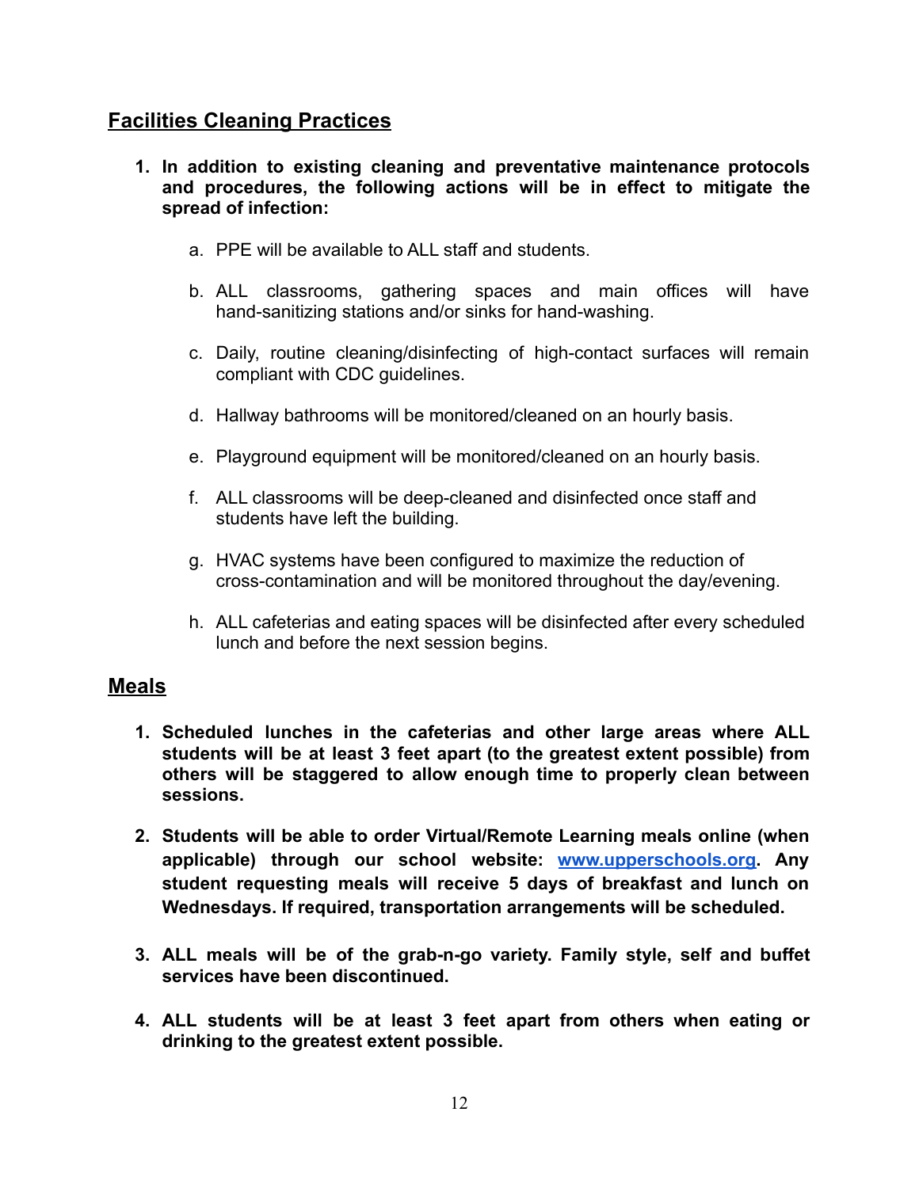## Facilities Cleaning Practices

1. **In addition to existing cleaning and preventative maintenance protocols and procedures, the following actions will be in effect to mitigate the spread of infection:**

    a. PPE will be available to ALL staff and students.

    b. ALL classrooms, gathering spaces and main offices will have hand-sanitizing stations and/or sinks for hand-washing.

    c. Daily, routine cleaning/disinfecting of high-contact surfaces will remain compliant with CDC guidelines.

    d. Hallway bathrooms will be monitored/cleaned on an hourly basis.

    e. Playground equipment will be monitored/cleaned on an hourly basis.

    f. ALL classrooms will be deep-cleaned and disinfected once staff and students have left the building.

    g. HVAC systems have been configured to maximize the reduction of cross-contamination and will be monitored throughout the day/evening.

    h. ALL cafeterias and eating spaces will be disinfected after every scheduled lunch and before the next session begins.

## Meals

1. **Scheduled lunches in the cafeterias and other large areas where ALL students will be at least 3 feet apart (to the greatest extent possible) from others will be staggered to allow enough time to properly clean between sessions.**

2. **Students will be able to order Virtual/Remote Learning meals online (when applicable) through our school website: [www.upperschools.org](http://www.upperschools.org). Any student requesting meals will receive 5 days of breakfast and lunch on Wednesdays. If required, transportation arrangements will be scheduled.**

3. **ALL meals will be of the grab-n-go variety. Family style, self and buffet services have been discontinued.**

4. **ALL students will be at least 3 feet apart from others when eating or drinking to the greatest extent possible.**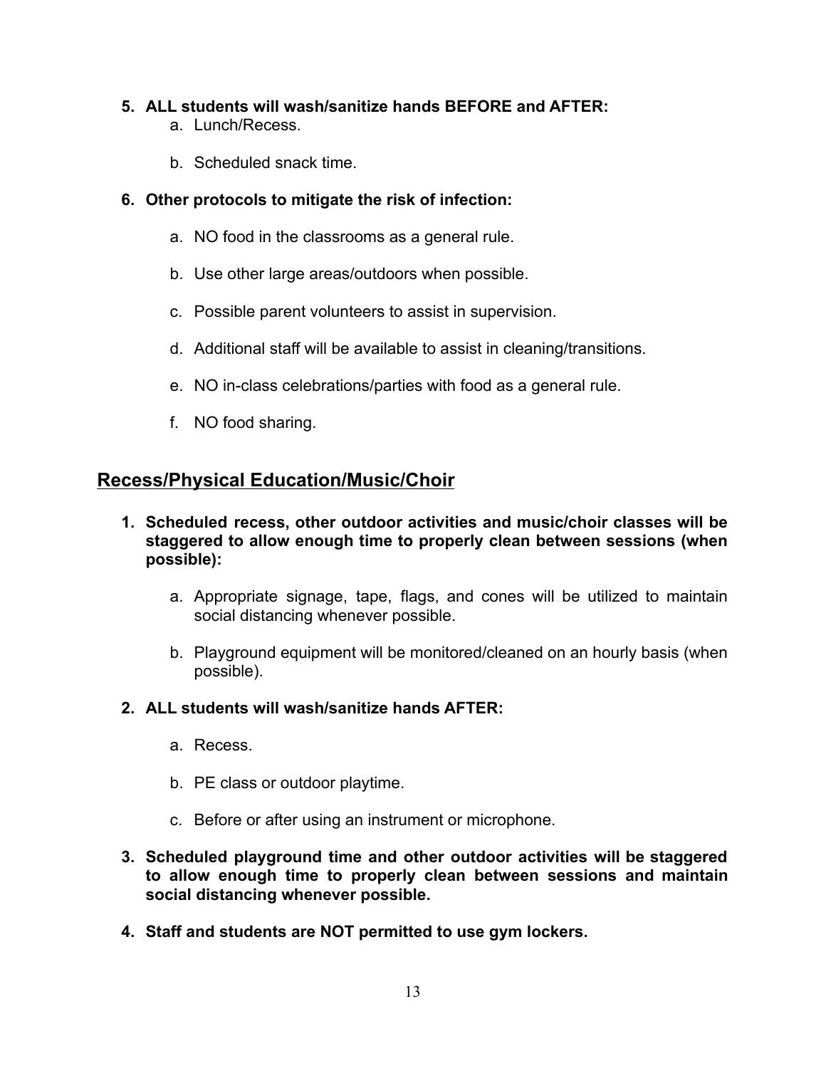5. **ALL students will wash/sanitize hands BEFORE and AFTER:**
    a. Lunch/Recess.

    b. Scheduled snack time.

6. **Other protocols to mitigate the risk of infection:**

    a. NO food in the classrooms as a general rule.

    b. Use other large areas/outdoors when possible.

    c. Possible parent volunteers to assist in supervision.

    d. Additional staff will be available to assist in cleaning/transitions.

    e. NO in-class celebrations/parties with food as a general rule.

    f. NO food sharing.

## <u>Recess/Physical Education/Music/Choir</u>

1. **Scheduled recess, other outdoor activities and music/choir classes will be staggered to allow enough time to properly clean between sessions (when possible):**

    a. Appropriate signage, tape, flags, and cones will be utilized to maintain social distancing whenever possible.

    b. Playground equipment will be monitored/cleaned on an hourly basis (when possible).

2. **ALL students will wash/sanitize hands AFTER:**

    a. Recess.

    b. PE class or outdoor playtime.

    c. Before or after using an instrument or microphone.

3. **Scheduled playground time and other outdoor activities will be staggered to allow enough time to properly clean between sessions and maintain social distancing whenever possible.**

4. **Staff and students are NOT permitted to use gym lockers.**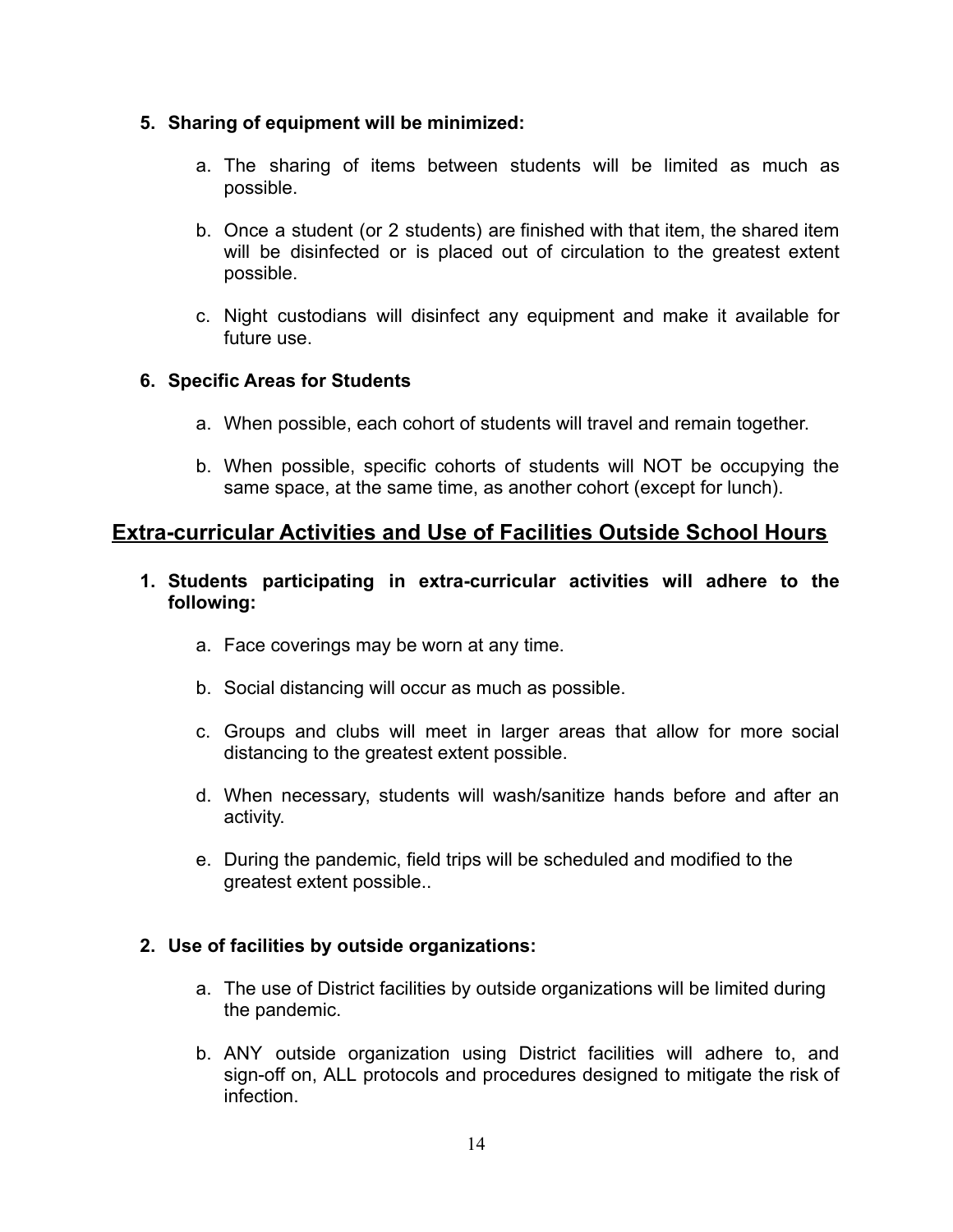**5. Sharing of equipment will be minimized:**

   a. The sharing of items between students will be limited as much as possible.

   b. Once a student (or 2 students) are finished with that item, the shared item will be disinfected or is placed out of circulation to the greatest extent possible.

   c. Night custodians will disinfect any equipment and make it available for future use.

**6. Specific Areas for Students**

   a. When possible, each cohort of students will travel and remain together.

   b. When possible, specific cohorts of students will NOT be occupying the same space, at the same time, as another cohort (except for lunch).

## Extra-curricular Activities and Use of Facilities Outside School Hours

**1. Students participating in extra-curricular activities will adhere to the following:**

   a. Face coverings may be worn at any time.

   b. Social distancing will occur as much as possible.

   c. Groups and clubs will meet in larger areas that allow for more social distancing to the greatest extent possible.

   d. When necessary, students will wash/sanitize hands before and after an activity.

   e. During the pandemic, field trips will be scheduled and modified to the greatest extent possible..

**2. Use of facilities by outside organizations:**

   a. The use of District facilities by outside organizations will be limited during the pandemic.

   b. ANY outside organization using District facilities will adhere to, and sign-off on, ALL protocols and procedures designed to mitigate the risk of infection.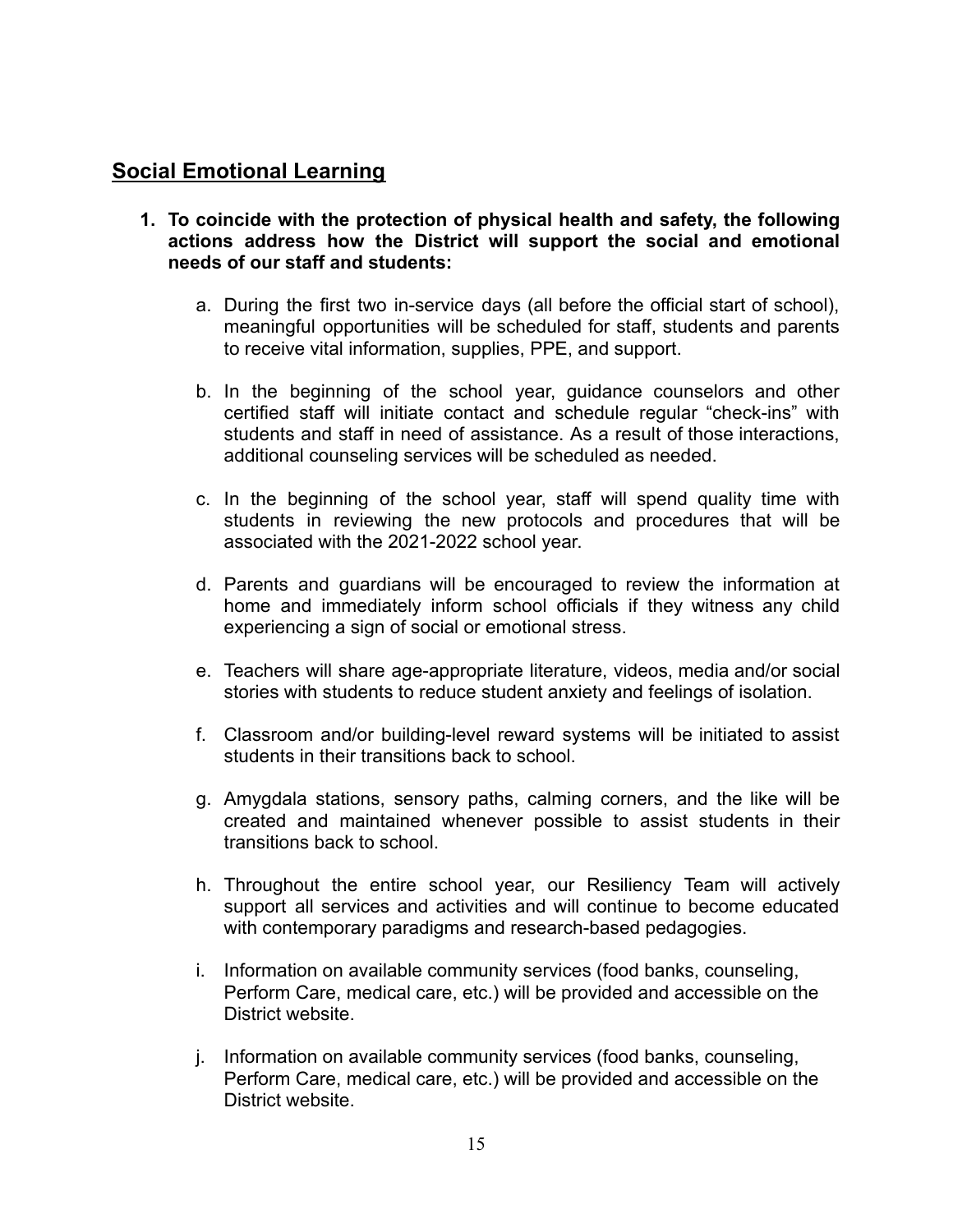## Social Emotional Learning

1. **To coincide with the protection of physical health and safety, the following actions address how the District will support the social and emotional needs of our staff and students:**

    a. During the first two in-service days (all before the official start of school), meaningful opportunities will be scheduled for staff, students and parents to receive vital information, supplies, PPE, and support.

    b. In the beginning of the school year, guidance counselors and other certified staff will initiate contact and schedule regular “check-ins” with students and staff in need of assistance. As a result of those interactions, additional counseling services will be scheduled as needed.

    c. In the beginning of the school year, staff will spend quality time with students in reviewing the new protocols and procedures that will be associated with the 2021-2022 school year.

    d. Parents and guardians will be encouraged to review the information at home and immediately inform school officials if they witness any child experiencing a sign of social or emotional stress.

    e. Teachers will share age-appropriate literature, videos, media and/or social stories with students to reduce student anxiety and feelings of isolation.

    f. Classroom and/or building-level reward systems will be initiated to assist students in their transitions back to school.

    g. Amygdala stations, sensory paths, calming corners, and the like will be created and maintained whenever possible to assist students in their transitions back to school.

    h. Throughout the entire school year, our Resiliency Team will actively support all services and activities and will continue to become educated with contemporary paradigms and research-based pedagogies.

    i. Information on available community services (food banks, counseling, Perform Care, medical care, etc.) will be provided and accessible on the District website.

    j. Information on available community services (food banks, counseling, Perform Care, medical care, etc.) will be provided and accessible on the District website.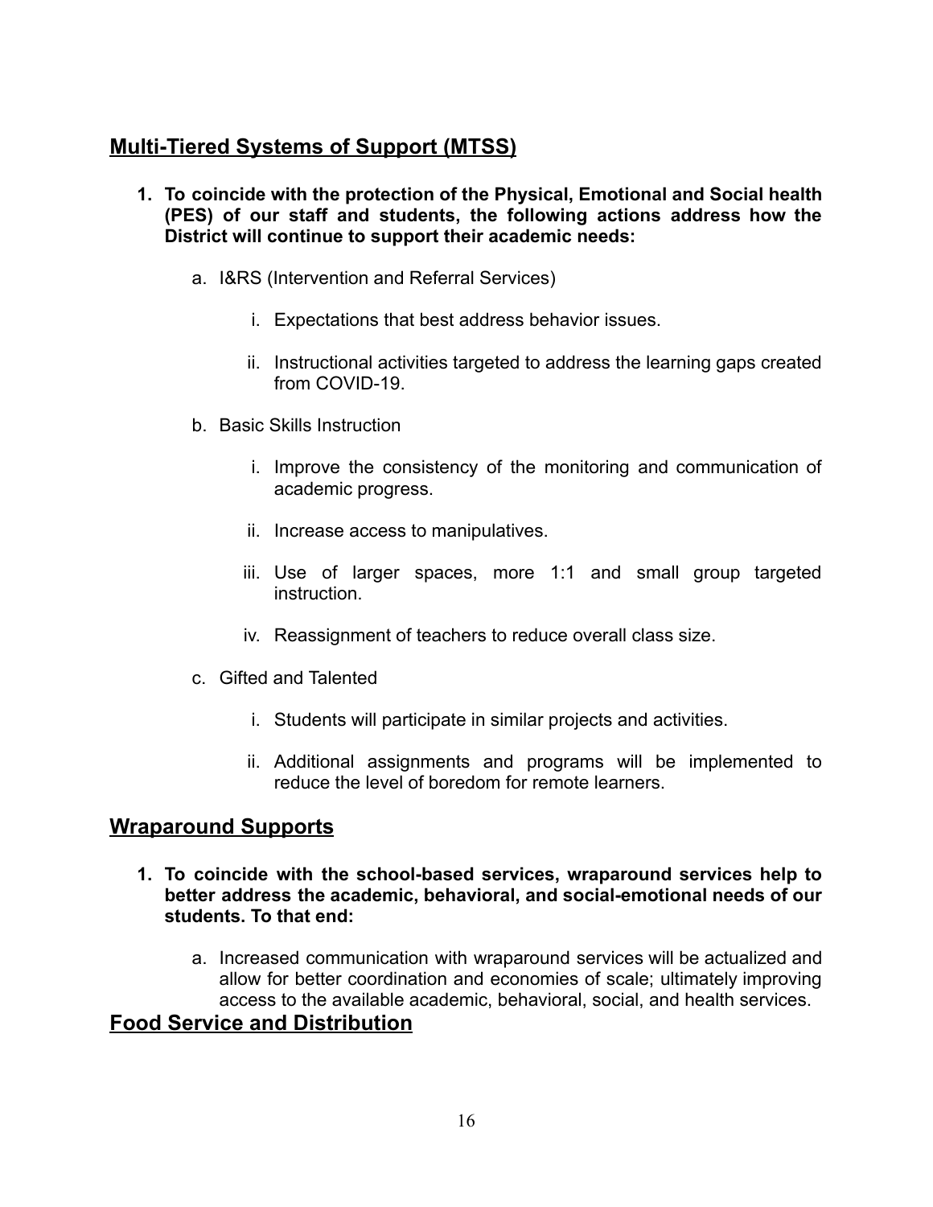## Multi-Tiered Systems of Support (MTSS)

1. **To coincide with the protection of the Physical, Emotional and Social health (PES) of our staff and students, the following actions address how the District will continue to support their academic needs:**

   a. I&RS (Intervention and Referral Services)

      i. Expectations that best address behavior issues.

      ii. Instructional activities targeted to address the learning gaps created from COVID-19.

   b. Basic Skills Instruction

      i. Improve the consistency of the monitoring and communication of academic progress.

      ii. Increase access to manipulatives.

      iii. Use of larger spaces, more 1:1 and small group targeted instruction.

      iv. Reassignment of teachers to reduce overall class size.

   c. Gifted and Talented

      i. Students will participate in similar projects and activities.

      ii. Additional assignments and programs will be implemented to reduce the level of boredom for remote learners.

## Wraparound Supports

1. **To coincide with the school-based services, wraparound services help to better address the academic, behavioral, and social-emotional needs of our students. To that end:**

   a. Increased communication with wraparound services will be actualized and allow for better coordination and economies of scale; ultimately improving access to the available academic, behavioral, social, and health services.

## Food Service and Distribution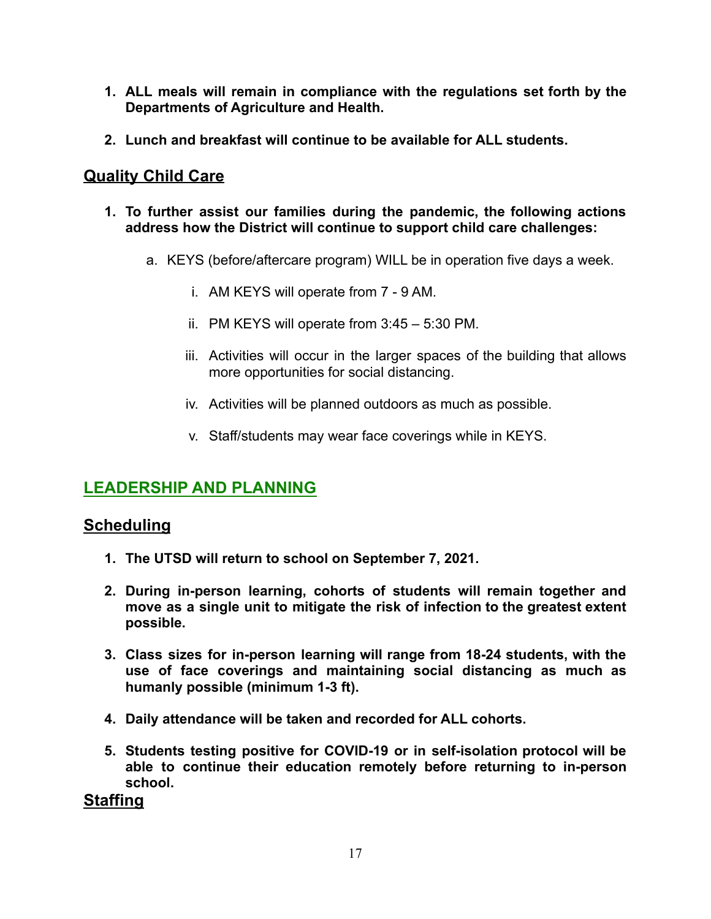1. **ALL meals will remain in compliance with the regulations set forth by the Departments of Agriculture and Health.**

2. **Lunch and breakfast will continue to be available for ALL students.**

## Quality Child Care

1. **To further assist our families during the pandemic, the following actions address how the District will continue to support child care challenges:**

   a. KEYS (before/aftercare program) WILL be in operation five days a week.

      i. AM KEYS will operate from 7 - 9 AM.

      ii. PM KEYS will operate from 3:45 – 5:30 PM.

      iii. Activities will occur in the larger spaces of the building that allows more opportunities for social distancing.

      iv. Activities will be planned outdoors as much as possible.

      v. Staff/students may wear face coverings while in KEYS.

# LEADERSHIP AND PLANNING

## Scheduling

1. **The UTSD will return to school on September 7, 2021.**

2. **During in-person learning, cohorts of students will remain together and move as a single unit to mitigate the risk of infection to the greatest extent possible.**

3. **Class sizes for in-person learning will range from 18-24 students, with the use of face coverings and maintaining social distancing as much as humanly possible (minimum 1-3 ft).**

4. **Daily attendance will be taken and recorded for ALL cohorts.**

5. **Students testing positive for COVID-19 or in self-isolation protocol will be able to continue their education remotely before returning to in-person school.**

## Staffing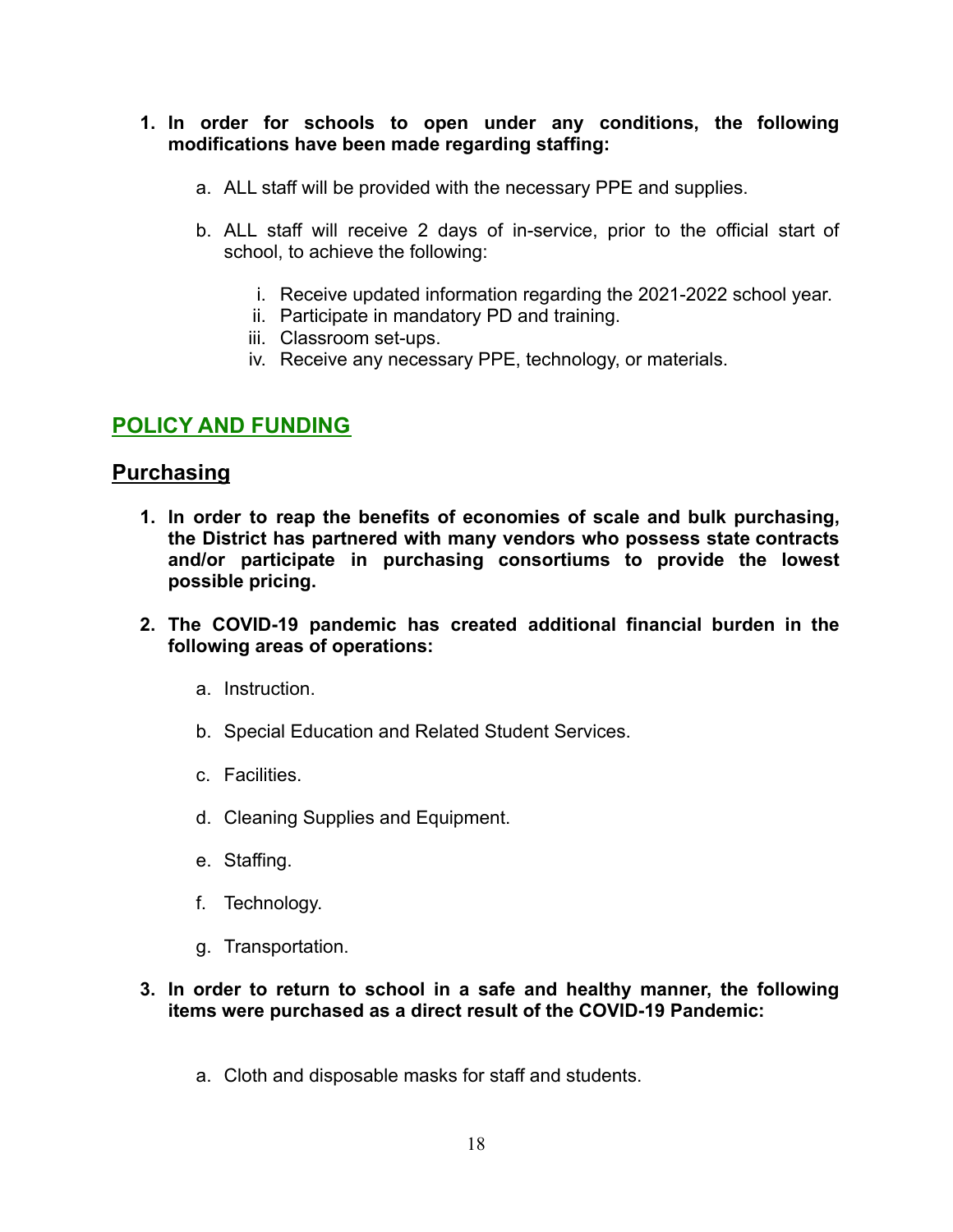1. **In order for schools to open under any conditions, the following modifications have been made regarding staffing:**

    a. ALL staff will be provided with the necessary PPE and supplies.

    b. ALL staff will receive 2 days of in-service, prior to the official start of school, to achieve the following:

        i. Receive updated information regarding the 2021-2022 school year.
        ii. Participate in mandatory PD and training.
        iii. Classroom set-ups.
        iv. Receive any necessary PPE, technology, or materials.

## POLICY AND FUNDING

### Purchasing

1. **In order to reap the benefits of economies of scale and bulk purchasing, the District has partnered with many vendors who possess state contracts and/or participate in purchasing consortiums to provide the lowest possible pricing.**

2. **The COVID-19 pandemic has created additional financial burden in the following areas of operations:**

    a. Instruction.

    b. Special Education and Related Student Services.

    c. Facilities.

    d. Cleaning Supplies and Equipment.

    e. Staffing.

    f. Technology.

    g. Transportation.

3. **In order to return to school in a safe and healthy manner, the following items were purchased as a direct result of the COVID-19 Pandemic:**

    a. Cloth and disposable masks for staff and students.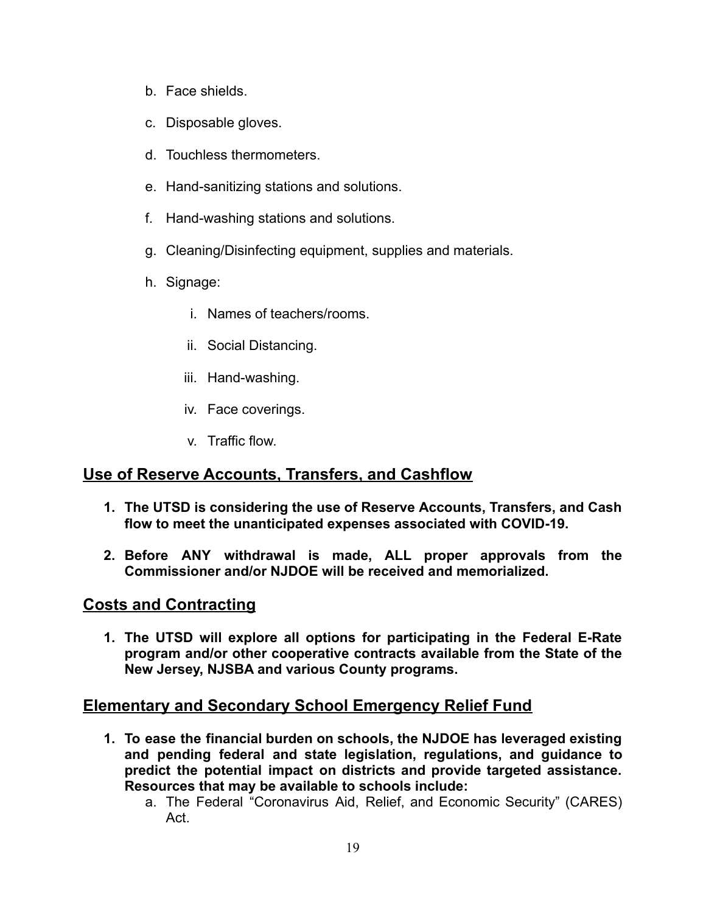b. Face shields.

c. Disposable gloves.

d. Touchless thermometers.

e. Hand-sanitizing stations and solutions.

f. Hand-washing stations and solutions.

g. Cleaning/Disinfecting equipment, supplies and materials.

h. Signage:

   i. Names of teachers/rooms.

   ii. Social Distancing.

   iii. Hand-washing.

   iv. Face coverings.

   v. Traffic flow.

## Use of Reserve Accounts, Transfers, and Cashflow

1. **The UTSD is considering the use of Reserve Accounts, Transfers, and Cash flow to meet the unanticipated expenses associated with COVID-19.**

2. **Before ANY withdrawal is made, ALL proper approvals from the Commissioner and/or NJDOE will be received and memorialized.**

## Costs and Contracting

1. **The UTSD will explore all options for participating in the Federal E-Rate program and/or other cooperative contracts available from the State of the New Jersey, NJSBA and various County programs.**

## Elementary and Secondary School Emergency Relief Fund

1. **To ease the financial burden on schools, the NJDOE has leveraged existing and pending federal and state legislation, regulations, and guidance to predict the potential impact on districts and provide targeted assistance. Resources that may be available to schools include:**
   a. The Federal "Coronavirus Aid, Relief, and Economic Security" (CARES) Act.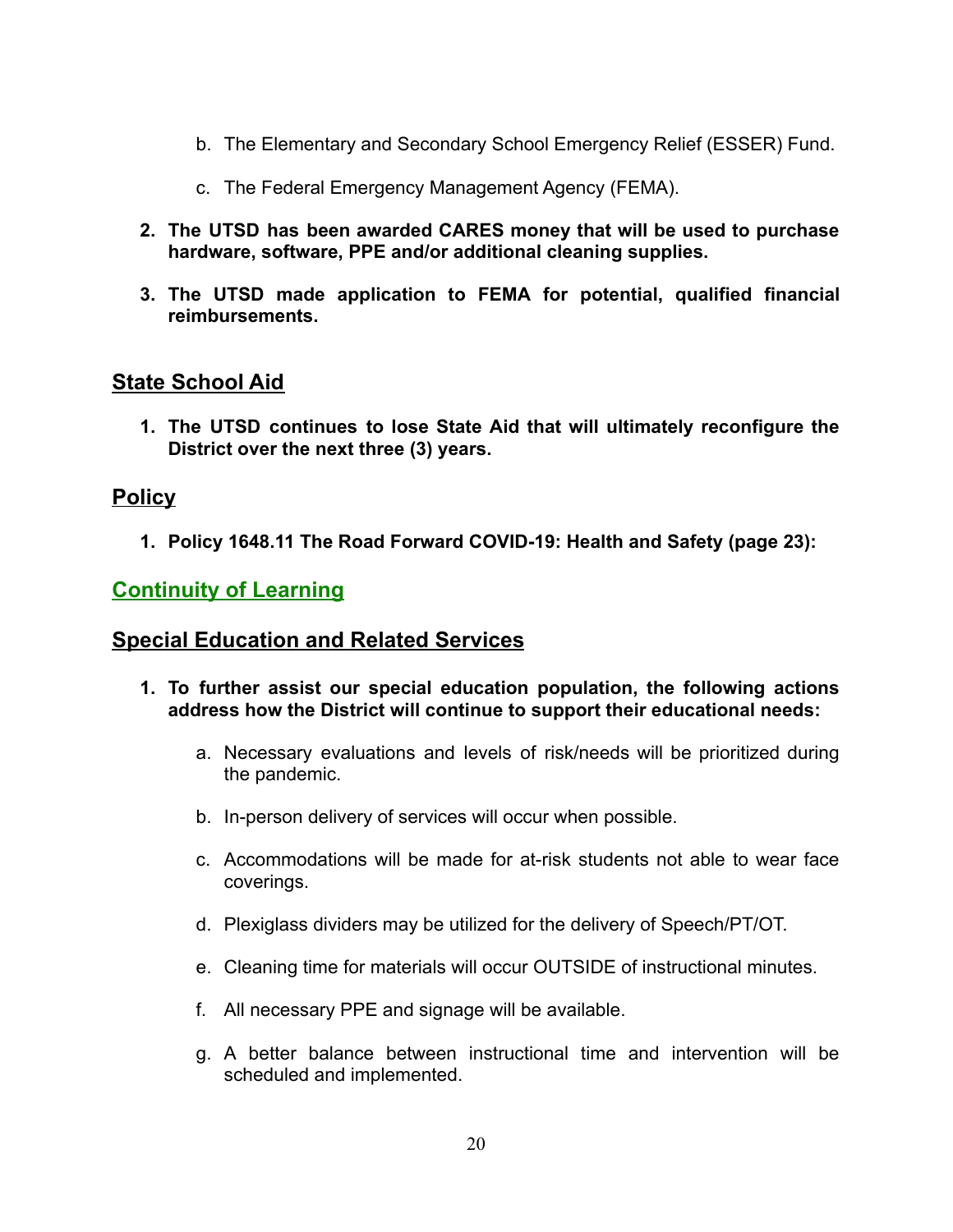b. The Elementary and Secondary School Emergency Relief (ESSER) Fund.

   c. The Federal Emergency Management Agency (FEMA).

2. **The UTSD has been awarded CARES money that will be used to purchase hardware, software, PPE and/or additional cleaning supplies.**

3. **The UTSD made application to FEMA for potential, qualified financial reimbursements.**

## State School Aid

1. **The UTSD continues to lose State Aid that will ultimately reconfigure the District over the next three (3) years.**

## Policy

1. **Policy 1648.11 The Road Forward COVID-19: Health and Safety (page 23):**

## Continuity of Learning

## Special Education and Related Services

1. **To further assist our special education population, the following actions address how the District will continue to support their educational needs:**

   a. Necessary evaluations and levels of risk/needs will be prioritized during the pandemic.

   b. In-person delivery of services will occur when possible.

   c. Accommodations will be made for at-risk students not able to wear face coverings.

   d. Plexiglass dividers may be utilized for the delivery of Speech/PT/OT.

   e. Cleaning time for materials will occur OUTSIDE of instructional minutes.

   f. All necessary PPE and signage will be available.

   g. A better balance between instructional time and intervention will be scheduled and implemented.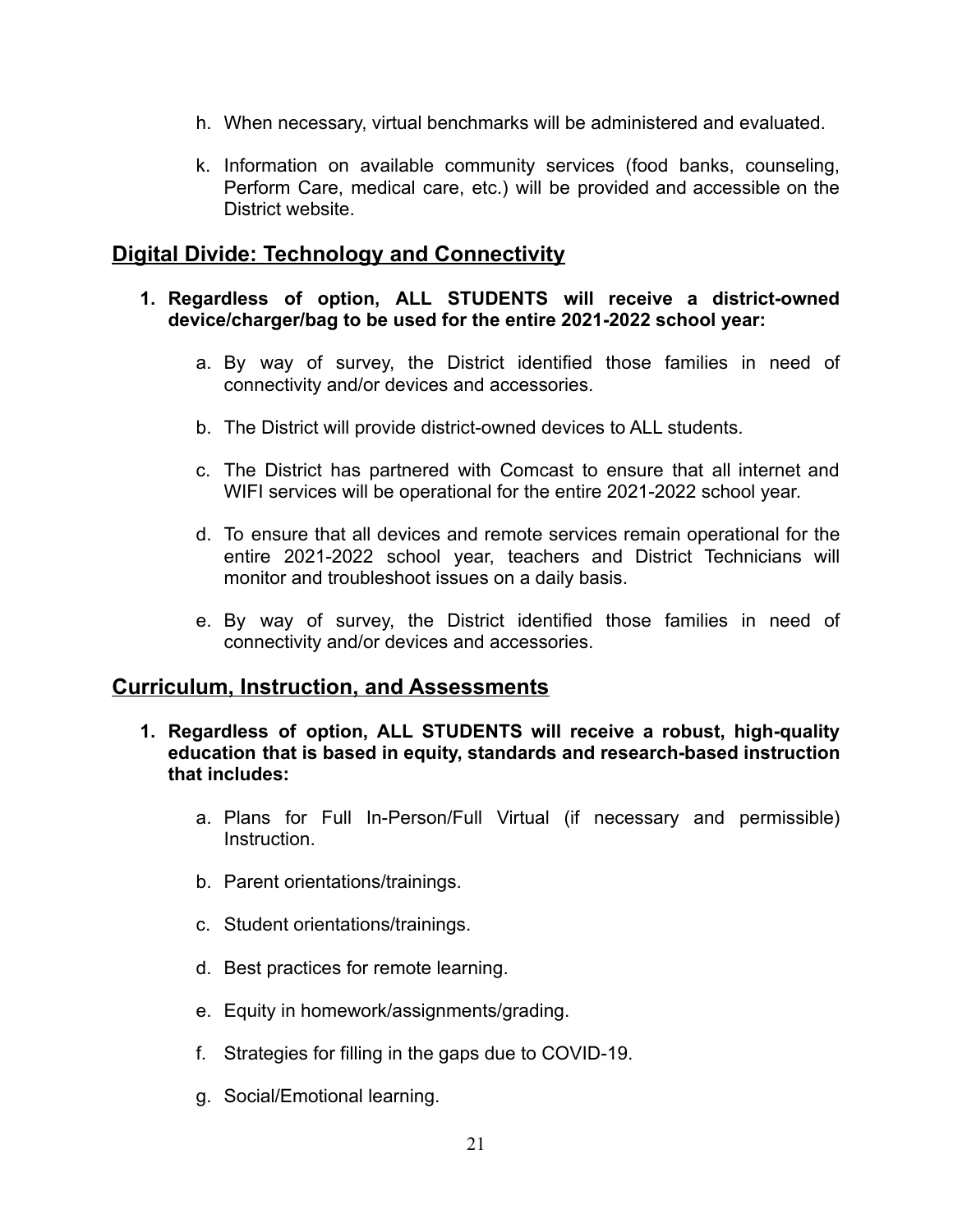h. When necessary, virtual benchmarks will be administered and evaluated.

k. Information on available community services (food banks, counseling, Perform Care, medical care, etc.) will be provided and accessible on the District website.

## Digital Divide: Technology and Connectivity

**1. Regardless of option, ALL STUDENTS will receive a district-owned device/charger/bag to be used for the entire 2021-2022 school year:**

a. By way of survey, the District identified those families in need of connectivity and/or devices and accessories.

b. The District will provide district-owned devices to ALL students.

c. The District has partnered with Comcast to ensure that all internet and WIFI services will be operational for the entire 2021-2022 school year.

d. To ensure that all devices and remote services remain operational for the entire 2021-2022 school year, teachers and District Technicians will monitor and troubleshoot issues on a daily basis.

e. By way of survey, the District identified those families in need of connectivity and/or devices and accessories.

## Curriculum, Instruction, and Assessments

**1. Regardless of option, ALL STUDENTS will receive a robust, high-quality education that is based in equity, standards and research-based instruction that includes:**

a. Plans for Full In-Person/Full Virtual (if necessary and permissible) Instruction.

b. Parent orientations/trainings.

c. Student orientations/trainings.

d. Best practices for remote learning.

e. Equity in homework/assignments/grading.

f. Strategies for filling in the gaps due to COVID-19.

g. Social/Emotional learning.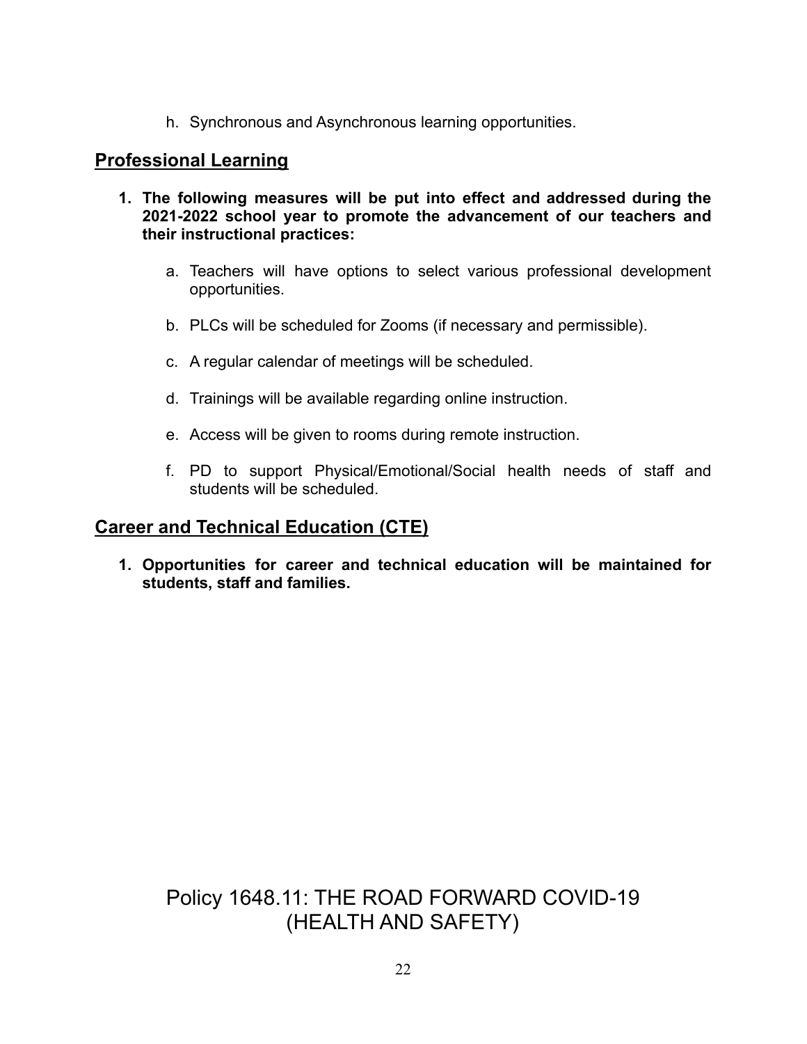h. Synchronous and Asynchronous learning opportunities.

## Professional Learning

1. **The following measures will be put into effect and addressed during the 2021-2022 school year to promote the advancement of our teachers and their instructional practices:**

   a. Teachers will have options to select various professional development opportunities.

   b. PLCs will be scheduled for Zooms (if necessary and permissible).

   c. A regular calendar of meetings will be scheduled.

   d. Trainings will be available regarding online instruction.

   e. Access will be given to rooms during remote instruction.

   f. PD to support Physical/Emotional/Social health needs of staff and students will be scheduled.

## Career and Technical Education (CTE)

1. **Opportunities for career and technical education will be maintained for students, staff and families.**

# Policy 1648.11: THE ROAD FORWARD COVID-19 (HEALTH AND SAFETY)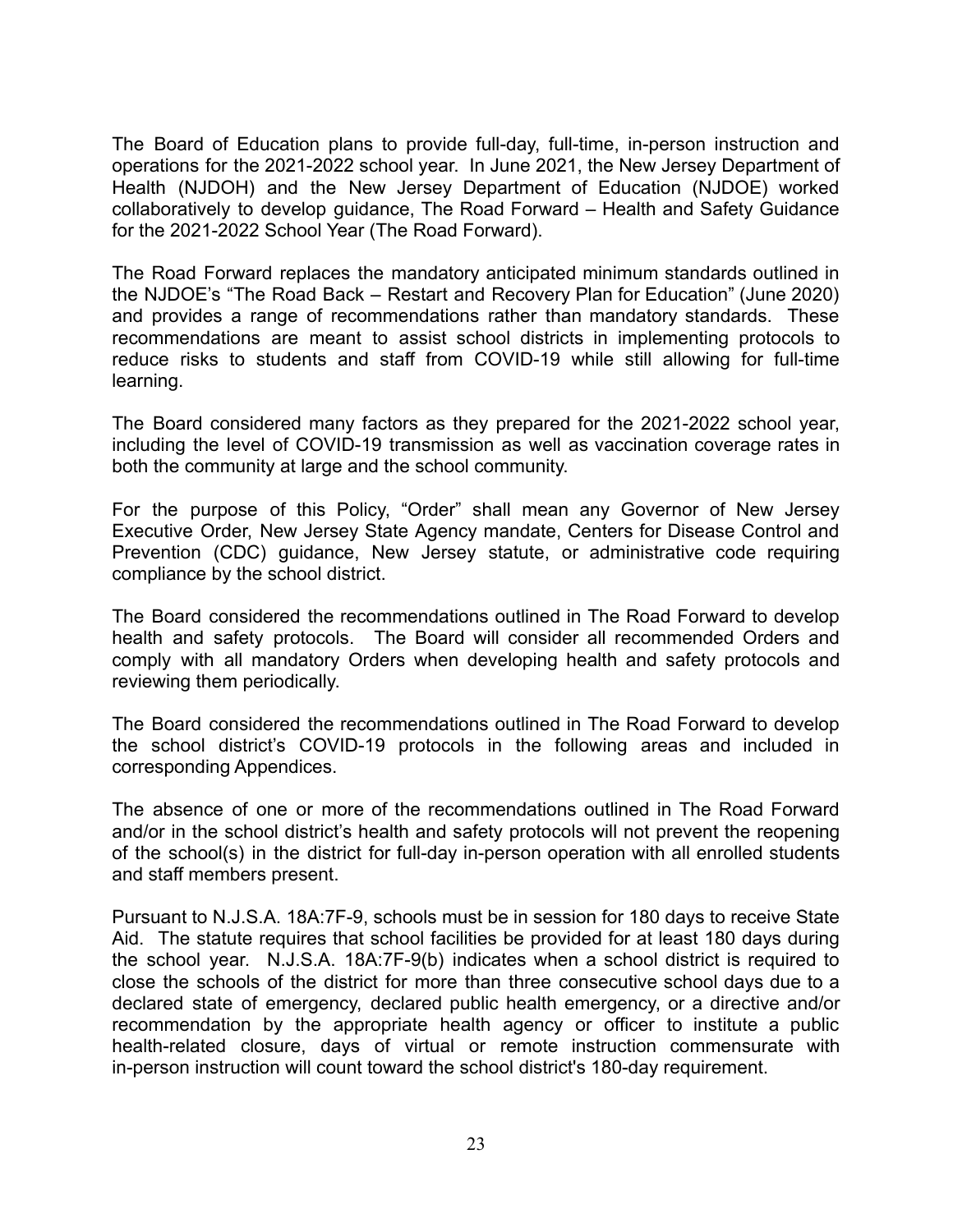The Board of Education plans to provide full-day, full-time, in-person instruction and operations for the 2021-2022 school year. In June 2021, the New Jersey Department of Health (NJDOH) and the New Jersey Department of Education (NJDOE) worked collaboratively to develop guidance, The Road Forward – Health and Safety Guidance for the 2021-2022 School Year (The Road Forward).

The Road Forward replaces the mandatory anticipated minimum standards outlined in the NJDOE's "The Road Back – Restart and Recovery Plan for Education" (June 2020) and provides a range of recommendations rather than mandatory standards. These recommendations are meant to assist school districts in implementing protocols to reduce risks to students and staff from COVID-19 while still allowing for full-time learning.

The Board considered many factors as they prepared for the 2021-2022 school year, including the level of COVID-19 transmission as well as vaccination coverage rates in both the community at large and the school community.

For the purpose of this Policy, "Order" shall mean any Governor of New Jersey Executive Order, New Jersey State Agency mandate, Centers for Disease Control and Prevention (CDC) guidance, New Jersey statute, or administrative code requiring compliance by the school district.

The Board considered the recommendations outlined in The Road Forward to develop health and safety protocols. The Board will consider all recommended Orders and comply with all mandatory Orders when developing health and safety protocols and reviewing them periodically.

The Board considered the recommendations outlined in The Road Forward to develop the school district's COVID-19 protocols in the following areas and included in corresponding Appendices.

The absence of one or more of the recommendations outlined in The Road Forward and/or in the school district's health and safety protocols will not prevent the reopening of the school(s) in the district for full-day in-person operation with all enrolled students and staff members present.

Pursuant to N.J.S.A. 18A:7F-9, schools must be in session for 180 days to receive State Aid. The statute requires that school facilities be provided for at least 180 days during the school year. N.J.S.A. 18A:7F-9(b) indicates when a school district is required to close the schools of the district for more than three consecutive school days due to a declared state of emergency, declared public health emergency, or a directive and/or recommendation by the appropriate health agency or officer to institute a public health-related closure, days of virtual or remote instruction commensurate with in-person instruction will count toward the school district's 180-day requirement.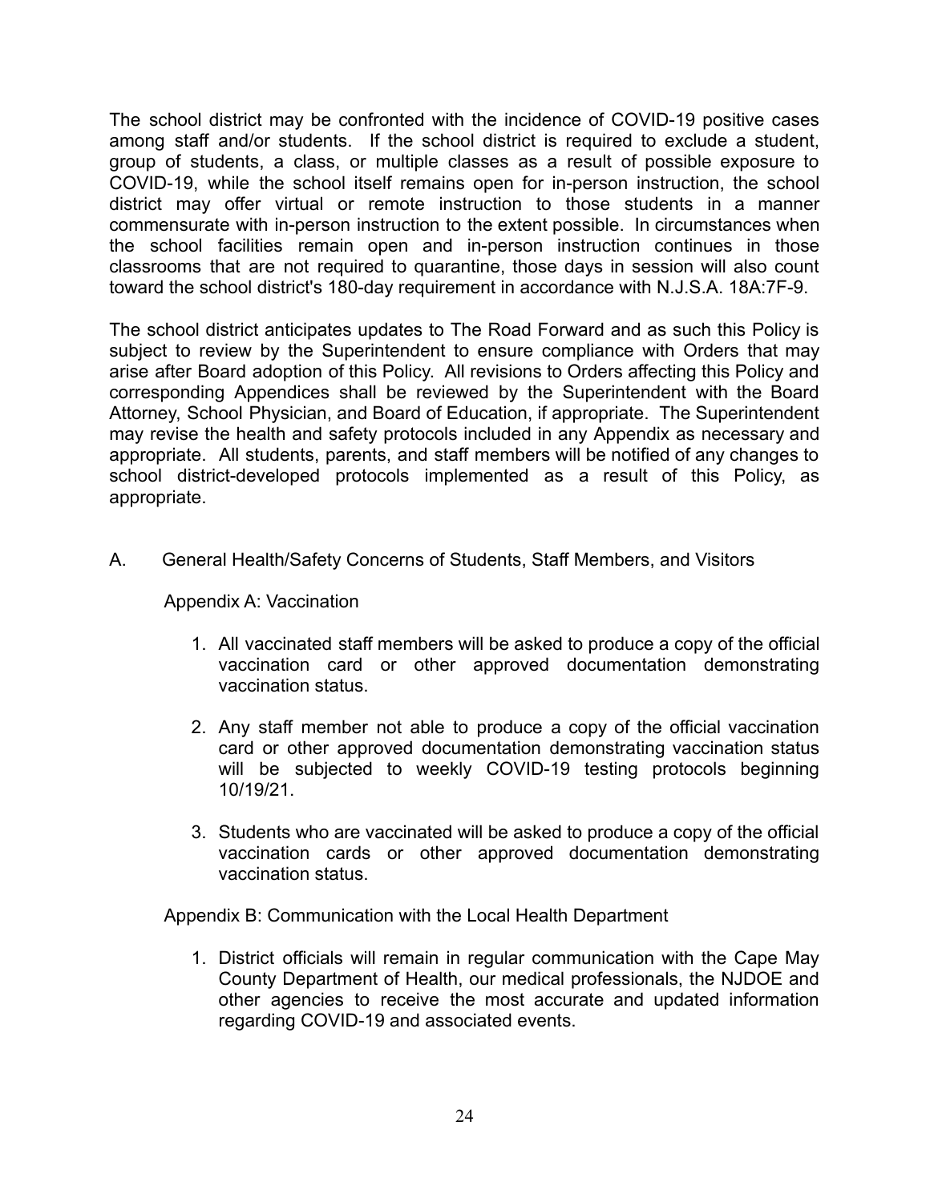The school district may be confronted with the incidence of COVID-19 positive cases among staff and/or students. If the school district is required to exclude a student, group of students, a class, or multiple classes as a result of possible exposure to COVID-19, while the school itself remains open for in-person instruction, the school district may offer virtual or remote instruction to those students in a manner commensurate with in-person instruction to the extent possible. In circumstances when the school facilities remain open and in-person instruction continues in those classrooms that are not required to quarantine, those days in session will also count toward the school district's 180-day requirement in accordance with N.J.S.A. 18A:7F-9.

The school district anticipates updates to The Road Forward and as such this Policy is subject to review by the Superintendent to ensure compliance with Orders that may arise after Board adoption of this Policy. All revisions to Orders affecting this Policy and corresponding Appendices shall be reviewed by the Superintendent with the Board Attorney, School Physician, and Board of Education, if appropriate. The Superintendent may revise the health and safety protocols included in any Appendix as necessary and appropriate. All students, parents, and staff members will be notified of any changes to school district-developed protocols implemented as a result of this Policy, as appropriate.

A. General Health/Safety Concerns of Students, Staff Members, and Visitors

Appendix A: Vaccination

1. All vaccinated staff members will be asked to produce a copy of the official vaccination card or other approved documentation demonstrating vaccination status.
2. Any staff member not able to produce a copy of the official vaccination card or other approved documentation demonstrating vaccination status will be subjected to weekly COVID-19 testing protocols beginning 10/19/21.
3. Students who are vaccinated will be asked to produce a copy of the official vaccination cards or other approved documentation demonstrating vaccination status.

Appendix B: Communication with the Local Health Department

1. District officials will remain in regular communication with the Cape May County Department of Health, our medical professionals, the NJDOE and other agencies to receive the most accurate and updated information regarding COVID-19 and associated events.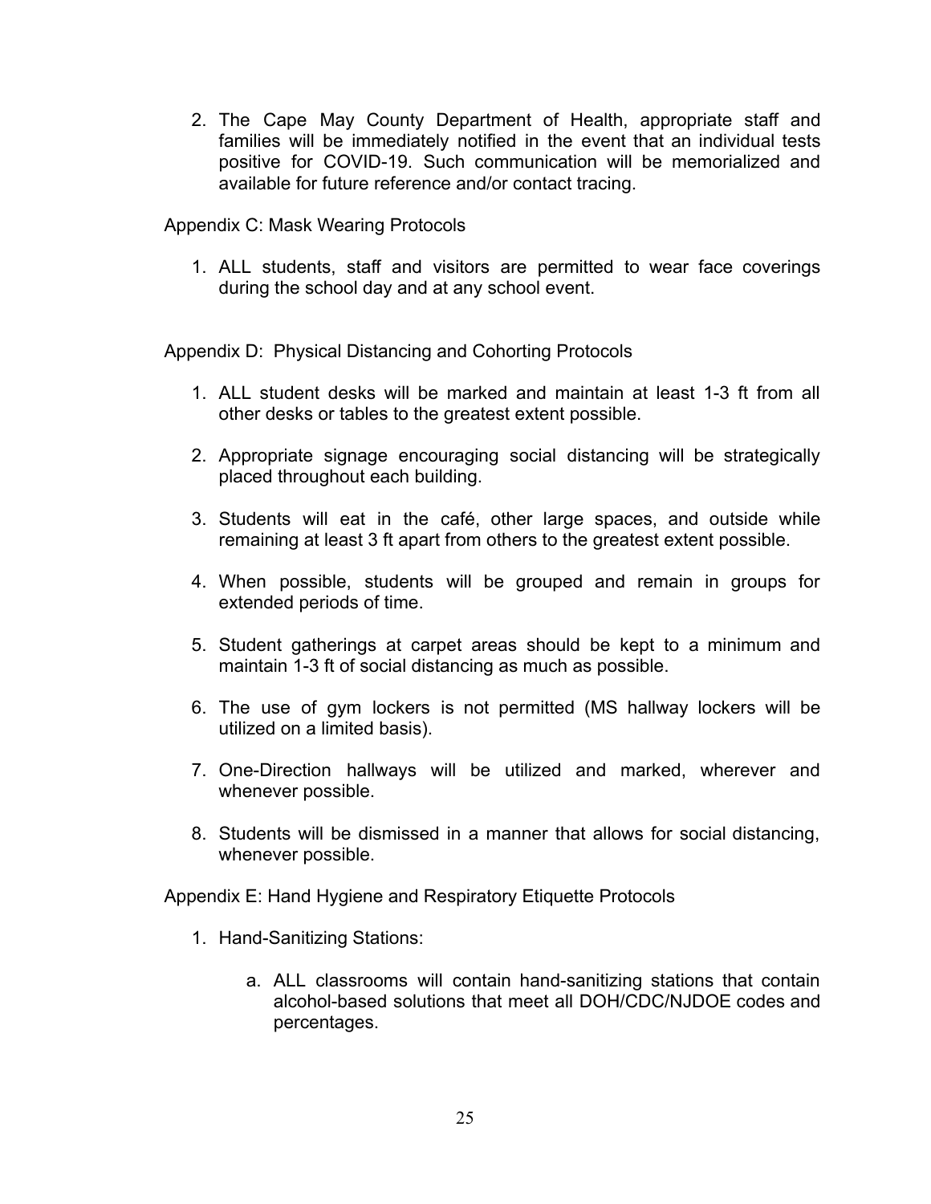2. The Cape May County Department of Health, appropriate staff and families will be immediately notified in the event that an individual tests positive for COVID-19. Such communication will be memorialized and available for future reference and/or contact tracing.

Appendix C: Mask Wearing Protocols

1. ALL students, staff and visitors are permitted to wear face coverings during the school day and at any school event.

Appendix D: Physical Distancing and Cohorting Protocols

1. ALL student desks will be marked and maintain at least 1-3 ft from all other desks or tables to the greatest extent possible.
2. Appropriate signage encouraging social distancing will be strategically placed throughout each building.
3. Students will eat in the café, other large spaces, and outside while remaining at least 3 ft apart from others to the greatest extent possible.
4. When possible, students will be grouped and remain in groups for extended periods of time.
5. Student gatherings at carpet areas should be kept to a minimum and maintain 1-3 ft of social distancing as much as possible.
6. The use of gym lockers is not permitted (MS hallway lockers will be utilized on a limited basis).
7. One-Direction hallways will be utilized and marked, wherever and whenever possible.
8. Students will be dismissed in a manner that allows for social distancing, whenever possible.

Appendix E: Hand Hygiene and Respiratory Etiquette Protocols

1. Hand-Sanitizing Stations:
    a. ALL classrooms will contain hand-sanitizing stations that contain alcohol-based solutions that meet all DOH/CDC/NJDOE codes and percentages.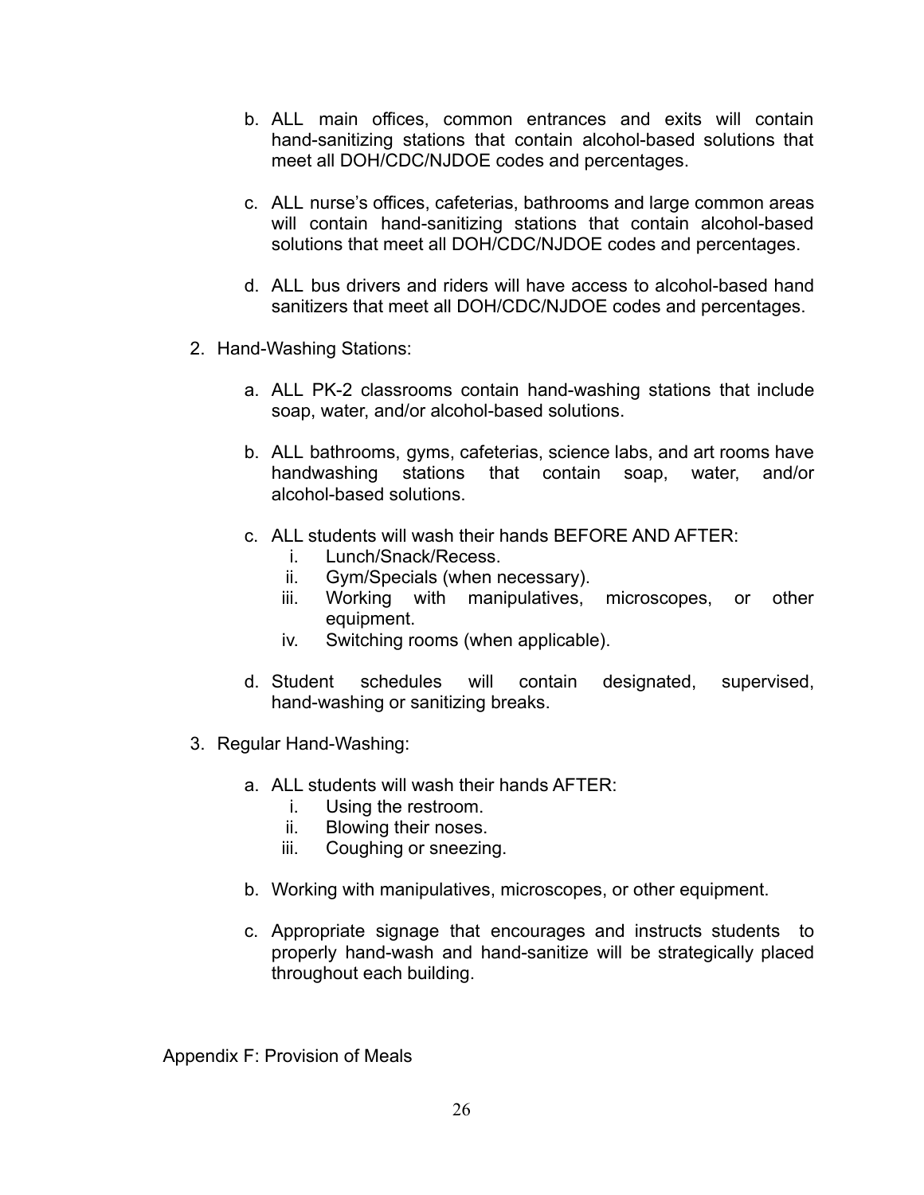b. ALL main offices, common entrances and exits will contain hand-sanitizing stations that contain alcohol-based solutions that meet all DOH/CDC/NJDOE codes and percentages.

c. ALL nurse's offices, cafeterias, bathrooms and large common areas will contain hand-sanitizing stations that contain alcohol-based solutions that meet all DOH/CDC/NJDOE codes and percentages.

d. ALL bus drivers and riders will have access to alcohol-based hand sanitizers that meet all DOH/CDC/NJDOE codes and percentages.

2. Hand-Washing Stations:

   a. ALL PK-2 classrooms contain hand-washing stations that include soap, water, and/or alcohol-based solutions.

   b. ALL bathrooms, gyms, cafeterias, science labs, and art rooms have handwashing stations that contain soap, water, and/or alcohol-based solutions.

   c. ALL students will wash their hands BEFORE AND AFTER:
      i. Lunch/Snack/Recess.
      ii. Gym/Specials (when necessary).
      iii. Working with manipulatives, microscopes, or other equipment.
      iv. Switching rooms (when applicable).

   d. Student schedules will contain designated, supervised, hand-washing or sanitizing breaks.

3. Regular Hand-Washing:

   a. ALL students will wash their hands AFTER:
      i. Using the restroom.
      ii. Blowing their noses.
      iii. Coughing or sneezing.

   b. Working with manipulatives, microscopes, or other equipment.

   c. Appropriate signage that encourages and instructs students to properly hand-wash and hand-sanitize will be strategically placed throughout each building.

Appendix F: Provision of Meals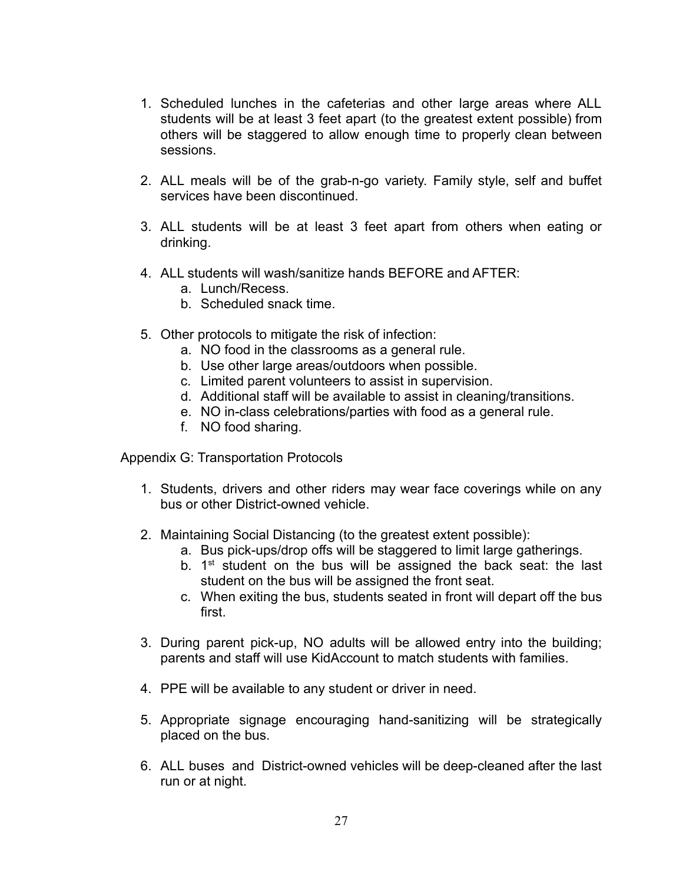1. Scheduled lunches in the cafeterias and other large areas where ALL students will be at least 3 feet apart (to the greatest extent possible) from others will be staggered to allow enough time to properly clean between sessions.

2. ALL meals will be of the grab-n-go variety. Family style, self and buffet services have been discontinued.

3. ALL students will be at least 3 feet apart from others when eating or drinking.

4. ALL students will wash/sanitize hands BEFORE and AFTER:
   a. Lunch/Recess.
   b. Scheduled snack time.

5. Other protocols to mitigate the risk of infection:
   a. NO food in the classrooms as a general rule.
   b. Use other large areas/outdoors when possible.
   c. Limited parent volunteers to assist in supervision.
   d. Additional staff will be available to assist in cleaning/transitions.
   e. NO in-class celebrations/parties with food as a general rule.
   f. NO food sharing.

Appendix G: Transportation Protocols

1. Students, drivers and other riders may wear face coverings while on any bus or other District-owned vehicle.

2. Maintaining Social Distancing (to the greatest extent possible):
   a. Bus pick-ups/drop offs will be staggered to limit large gatherings.
   b. 1st student on the bus will be assigned the back seat: the last student on the bus will be assigned the front seat.
   c. When exiting the bus, students seated in front will depart off the bus first.

3. During parent pick-up, NO adults will be allowed entry into the building; parents and staff will use KidAccount to match students with families.

4. PPE will be available to any student or driver in need.

5. Appropriate signage encouraging hand-sanitizing will be strategically placed on the bus.

6. ALL buses and District-owned vehicles will be deep-cleaned after the last run or at night.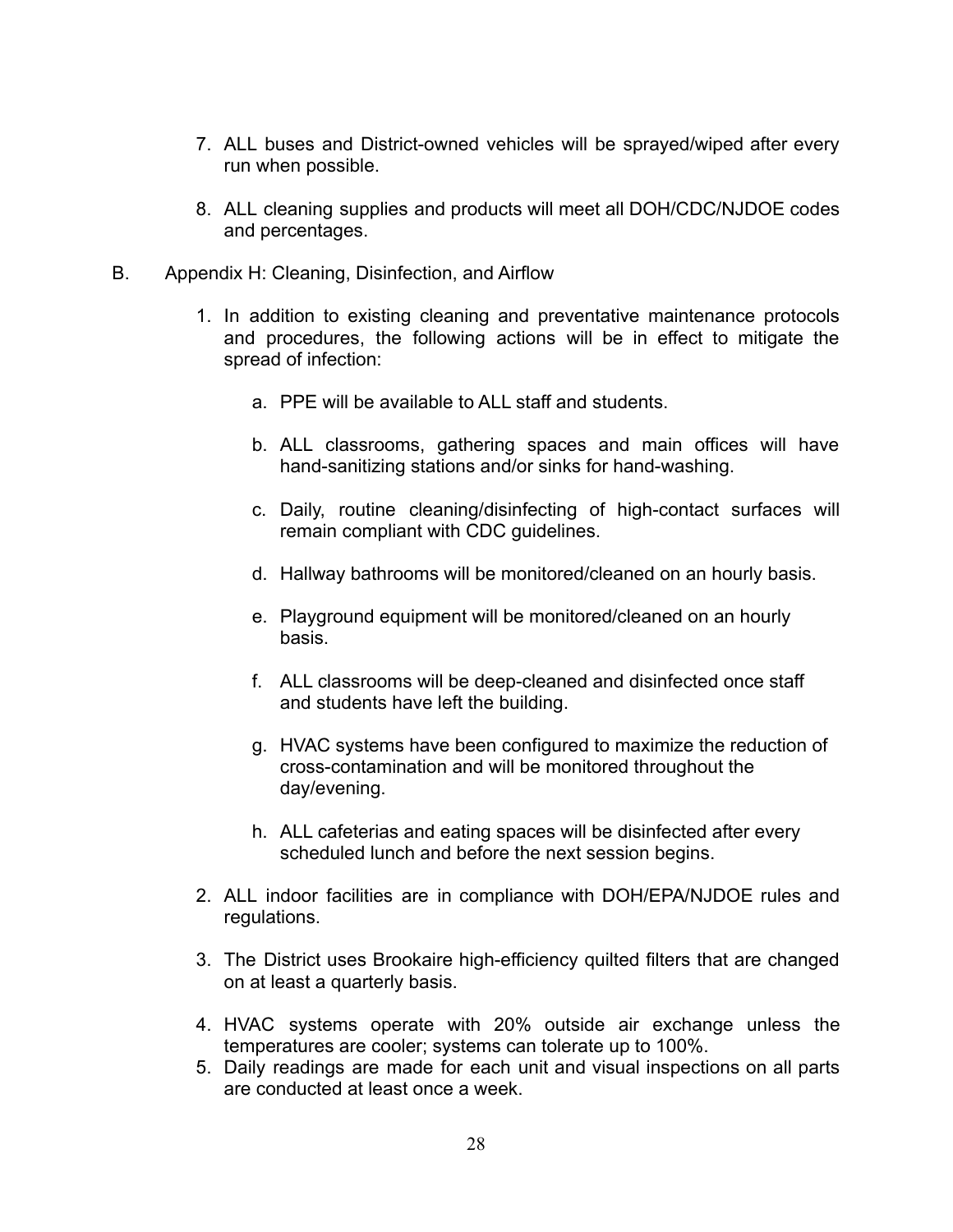7. ALL buses and District-owned vehicles will be sprayed/wiped after every run when possible.

8. ALL cleaning supplies and products will meet all DOH/CDC/NJDOE codes and percentages.

B. Appendix H: Cleaning, Disinfection, and Airflow

1. In addition to existing cleaning and preventative maintenance protocols and procedures, the following actions will be in effect to mitigate the spread of infection:

    a. PPE will be available to ALL staff and students.

    b. ALL classrooms, gathering spaces and main offices will have hand-sanitizing stations and/or sinks for hand-washing.

    c. Daily, routine cleaning/disinfecting of high-contact surfaces will remain compliant with CDC guidelines.

    d. Hallway bathrooms will be monitored/cleaned on an hourly basis.

    e. Playground equipment will be monitored/cleaned on an hourly basis.

    f. ALL classrooms will be deep-cleaned and disinfected once staff and students have left the building.

    g. HVAC systems have been configured to maximize the reduction of cross-contamination and will be monitored throughout the day/evening.

    h. ALL cafeterias and eating spaces will be disinfected after every scheduled lunch and before the next session begins.

2. ALL indoor facilities are in compliance with DOH/EPA/NJDOE rules and regulations.

3. The District uses Brookaire high-efficiency quilted filters that are changed on at least a quarterly basis.

4. HVAC systems operate with 20% outside air exchange unless the temperatures are cooler; systems can tolerate up to 100%.

5. Daily readings are made for each unit and visual inspections on all parts are conducted at least once a week.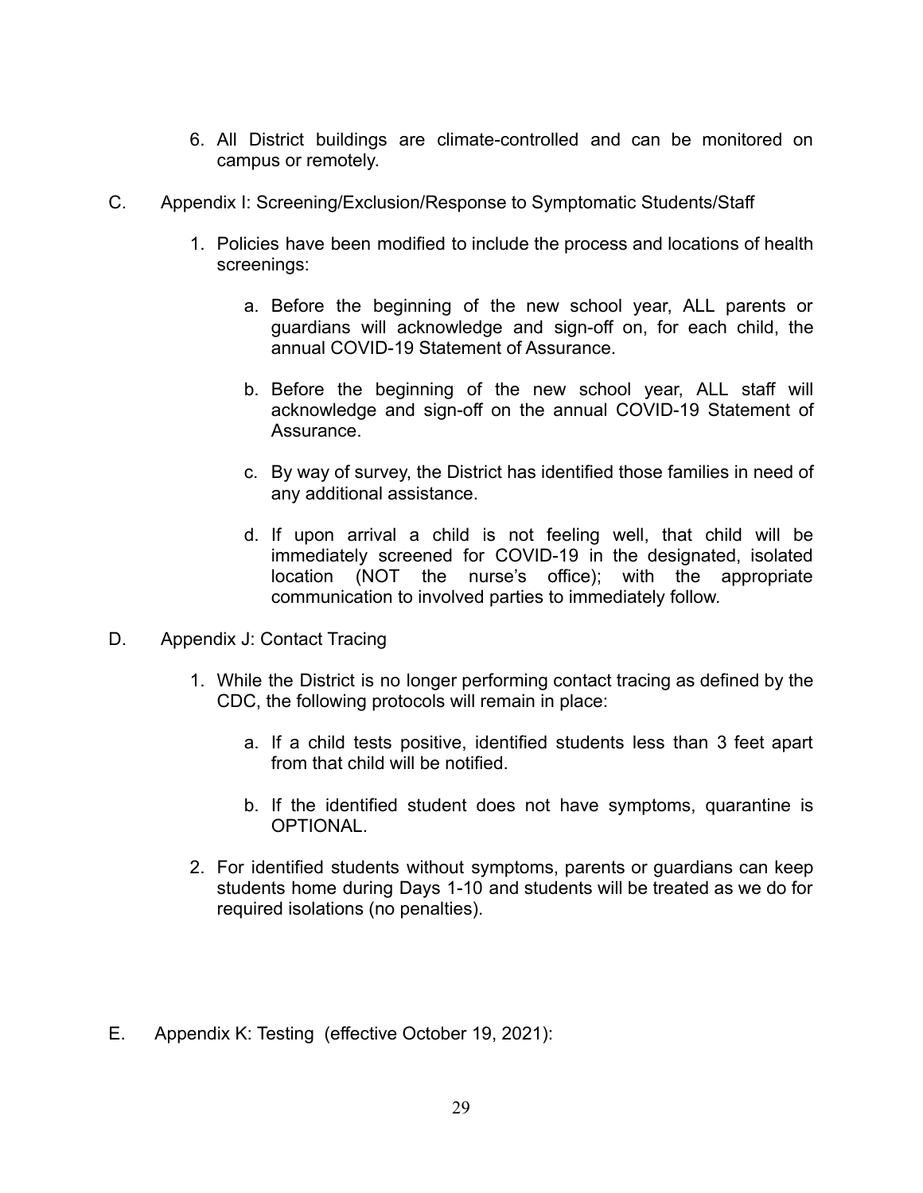6. All District buildings are climate-controlled and can be monitored on campus or remotely.

C. Appendix I: Screening/Exclusion/Response to Symptomatic Students/Staff

   1. Policies have been modified to include the process and locations of health screenings:

      a. Before the beginning of the new school year, ALL parents or guardians will acknowledge and sign-off on, for each child, the annual COVID-19 Statement of Assurance.

      b. Before the beginning of the new school year, ALL staff will acknowledge and sign-off on the annual COVID-19 Statement of Assurance.

      c. By way of survey, the District has identified those families in need of any additional assistance.

      d. If upon arrival a child is not feeling well, that child will be immediately screened for COVID-19 in the designated, isolated location (NOT the nurse's office); with the appropriate communication to involved parties to immediately follow.

D. Appendix J: Contact Tracing

   1. While the District is no longer performing contact tracing as defined by the CDC, the following protocols will remain in place:

      a. If a child tests positive, identified students less than 3 feet apart from that child will be notified.

      b. If the identified student does not have symptoms, quarantine is OPTIONAL.

   2. For identified students without symptoms, parents or guardians can keep students home during Days 1-10 and students will be treated as we do for required isolations (no penalties).

E. Appendix K: Testing (effective October 19, 2021):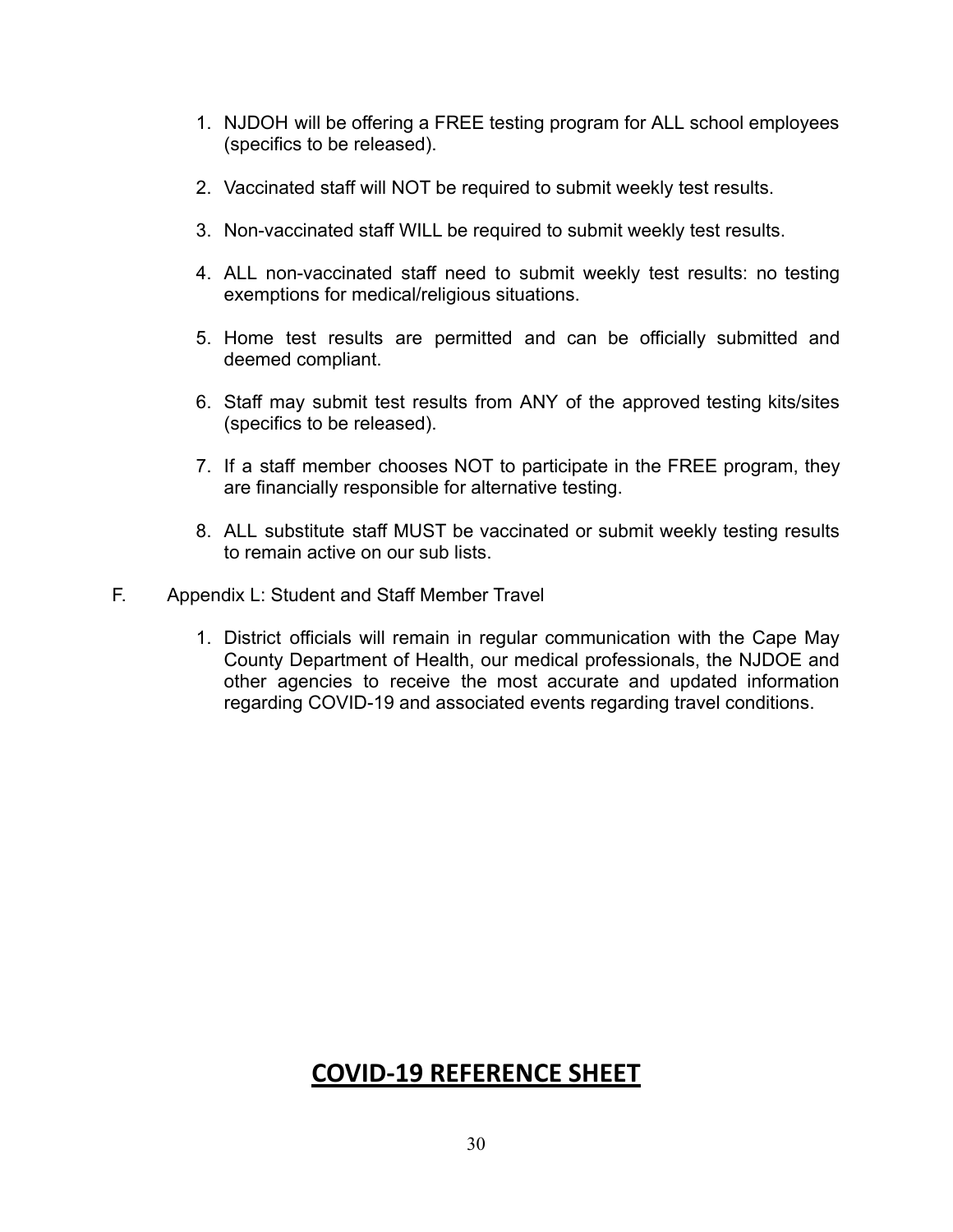1. NJDOH will be offering a FREE testing program for ALL school employees (specifics to be released).

2. Vaccinated staff will NOT be required to submit weekly test results.

3. Non-vaccinated staff WILL be required to submit weekly test results.

4. ALL non-vaccinated staff need to submit weekly test results: no testing exemptions for medical/religious situations.

5. Home test results are permitted and can be officially submitted and deemed compliant.

6. Staff may submit test results from ANY of the approved testing kits/sites (specifics to be released).

7. If a staff member chooses NOT to participate in the FREE program, they are financially responsible for alternative testing.

8. ALL substitute staff MUST be vaccinated or submit weekly testing results to remain active on our sub lists.

F. Appendix L: Student and Staff Member Travel

1. District officials will remain in regular communication with the Cape May County Department of Health, our medical professionals, the NJDOE and other agencies to receive the most accurate and updated information regarding COVID-19 and associated events regarding travel conditions.

# **<u>COVID-19 REFERENCE SHEET</u>**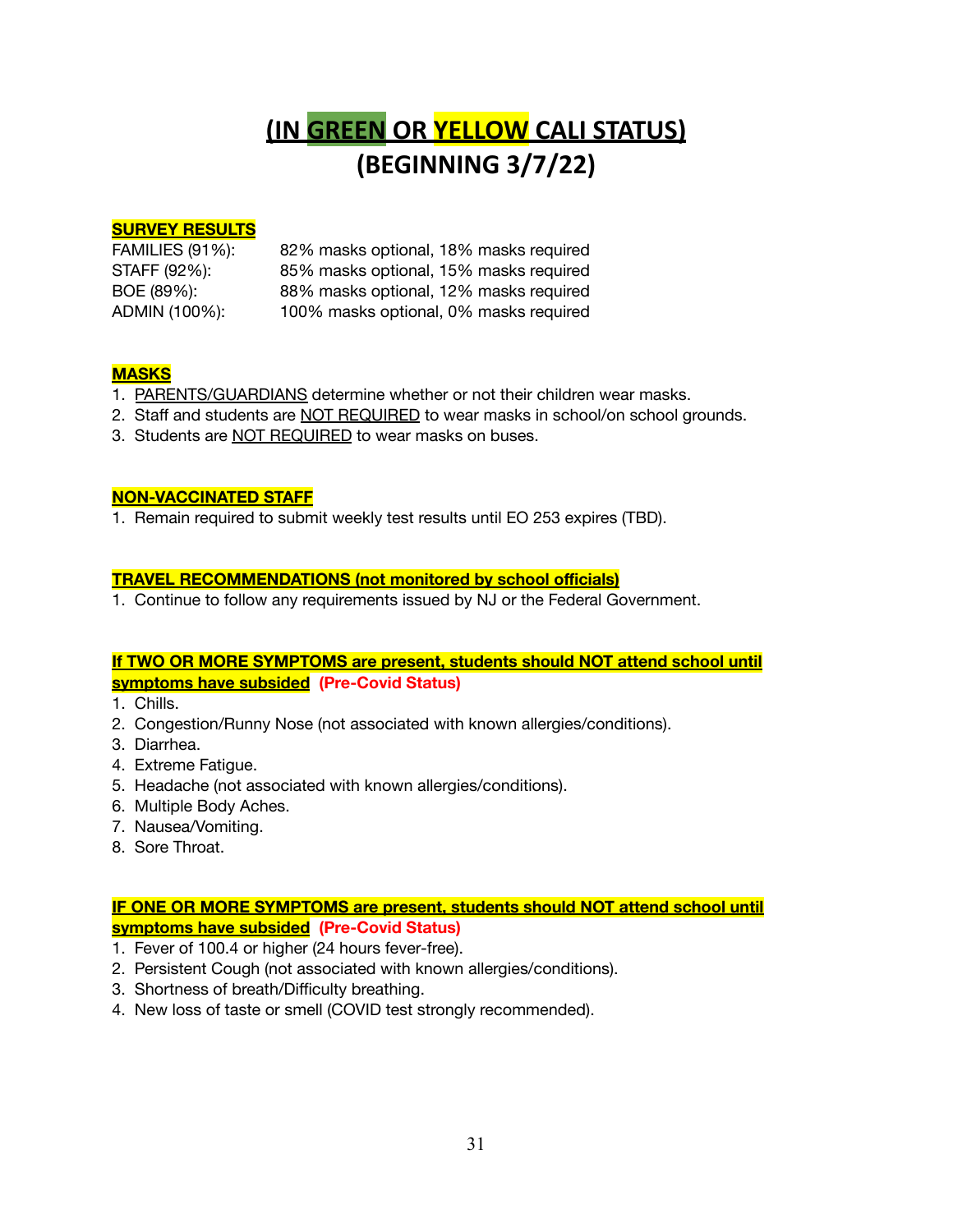# (IN GREEN OR YELLOW CALI STATUS)
# (BEGINNING 3/7/22)

**SURVEY RESULTS**

| | |
|---|---|
| FAMILIES (91%): | 82% masks optional, 18% masks required |
| STAFF (92%): | 85% masks optional, 15% masks required |
| BOE (89%): | 88% masks optional, 12% masks required |
| ADMIN (100%): | 100% masks optional, 0% masks required |

**MASKS**

1. PARENTS/GUARDIANS determine whether or not their children wear masks.
2. Staff and students are NOT REQUIRED to wear masks in school/on school grounds.
3. Students are NOT REQUIRED to wear masks on buses.

**NON-VACCINATED STAFF**

1. Remain required to submit weekly test results until EO 253 expires (TBD).

**TRAVEL RECOMMENDATIONS (not monitored by school officials)**

1. Continue to follow any requirements issued by NJ or the Federal Government.

**If TWO OR MORE SYMPTOMS are present, students should NOT attend school until symptoms have subsided** **(Pre-Covid Status)**

1. Chills.
2. Congestion/Runny Nose (not associated with known allergies/conditions).
3. Diarrhea.
4. Extreme Fatigue.
5. Headache (not associated with known allergies/conditions).
6. Multiple Body Aches.
7. Nausea/Vomiting.
8. Sore Throat.

**IF ONE OR MORE SYMPTOMS are present, students should NOT attend school until symptoms have subsided** **(Pre-Covid Status)**

1. Fever of 100.4 or higher (24 hours fever-free).
2. Persistent Cough (not associated with known allergies/conditions).
3. Shortness of breath/Difficulty breathing.
4. New loss of taste or smell (COVID test strongly recommended).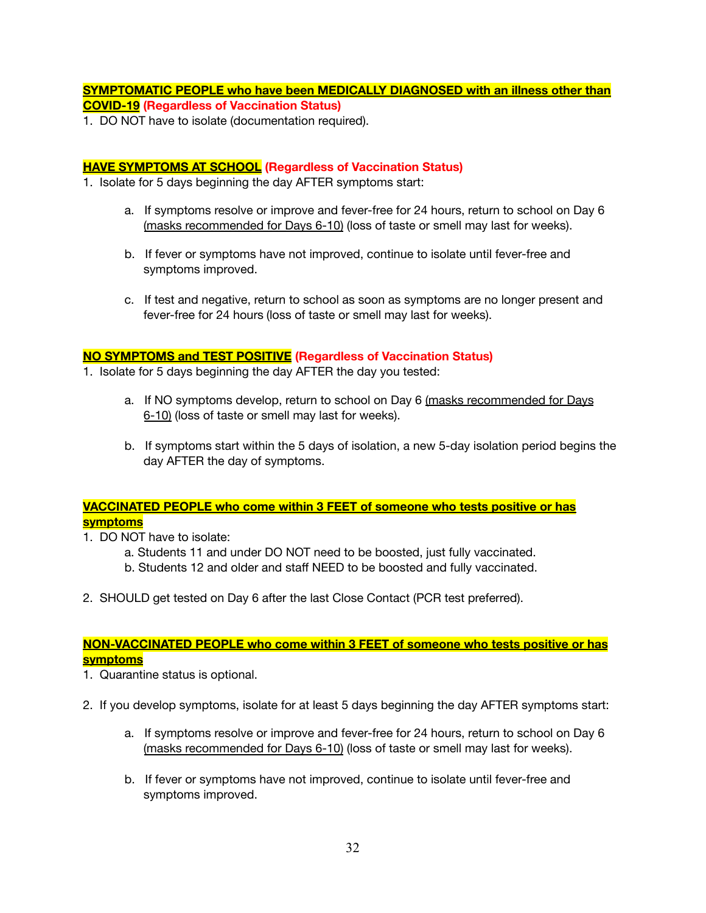**SYMPTOMATIC PEOPLE who have been MEDICALLY DIAGNOSED with an illness other than COVID-19** **(Regardless of Vaccination Status)**

1. DO NOT have to isolate (documentation required).

**HAVE SYMPTOMS AT SCHOOL** **(Regardless of Vaccination Status)**

1. Isolate for 5 days beginning the day AFTER symptoms start:

    a. If symptoms resolve or improve and fever-free for 24 hours, return to school on Day 6 (masks recommended for Days 6-10) (loss of taste or smell may last for weeks).

    b. If fever or symptoms have not improved, continue to isolate until fever-free and symptoms improved.

    c. If test and negative, return to school as soon as symptoms are no longer present and fever-free for 24 hours (loss of taste or smell may last for weeks).

**NO SYMPTOMS and TEST POSITIVE** **(Regardless of Vaccination Status)**

1. Isolate for 5 days beginning the day AFTER the day you tested:

    a. If NO symptoms develop, return to school on Day 6 (masks recommended for Days 6-10) (loss of taste or smell may last for weeks).

    b. If symptoms start within the 5 days of isolation, a new 5-day isolation period begins the day AFTER the day of symptoms.

**VACCINATED PEOPLE who come within 3 FEET of someone who tests positive or has symptoms**

1. DO NOT have to isolate:
    a. Students 11 and under DO NOT need to be boosted, just fully vaccinated.
    b. Students 12 and older and staff NEED to be boosted and fully vaccinated.

2. SHOULD get tested on Day 6 after the last Close Contact (PCR test preferred).

**NON-VACCINATED PEOPLE who come within 3 FEET of someone who tests positive or has symptoms**

1. Quarantine status is optional.

2. If you develop symptoms, isolate for at least 5 days beginning the day AFTER symptoms start:

    a. If symptoms resolve or improve and fever-free for 24 hours, return to school on Day 6 (masks recommended for Days 6-10) (loss of taste or smell may last for weeks).

    b. If fever or symptoms have not improved, continue to isolate until fever-free and symptoms improved.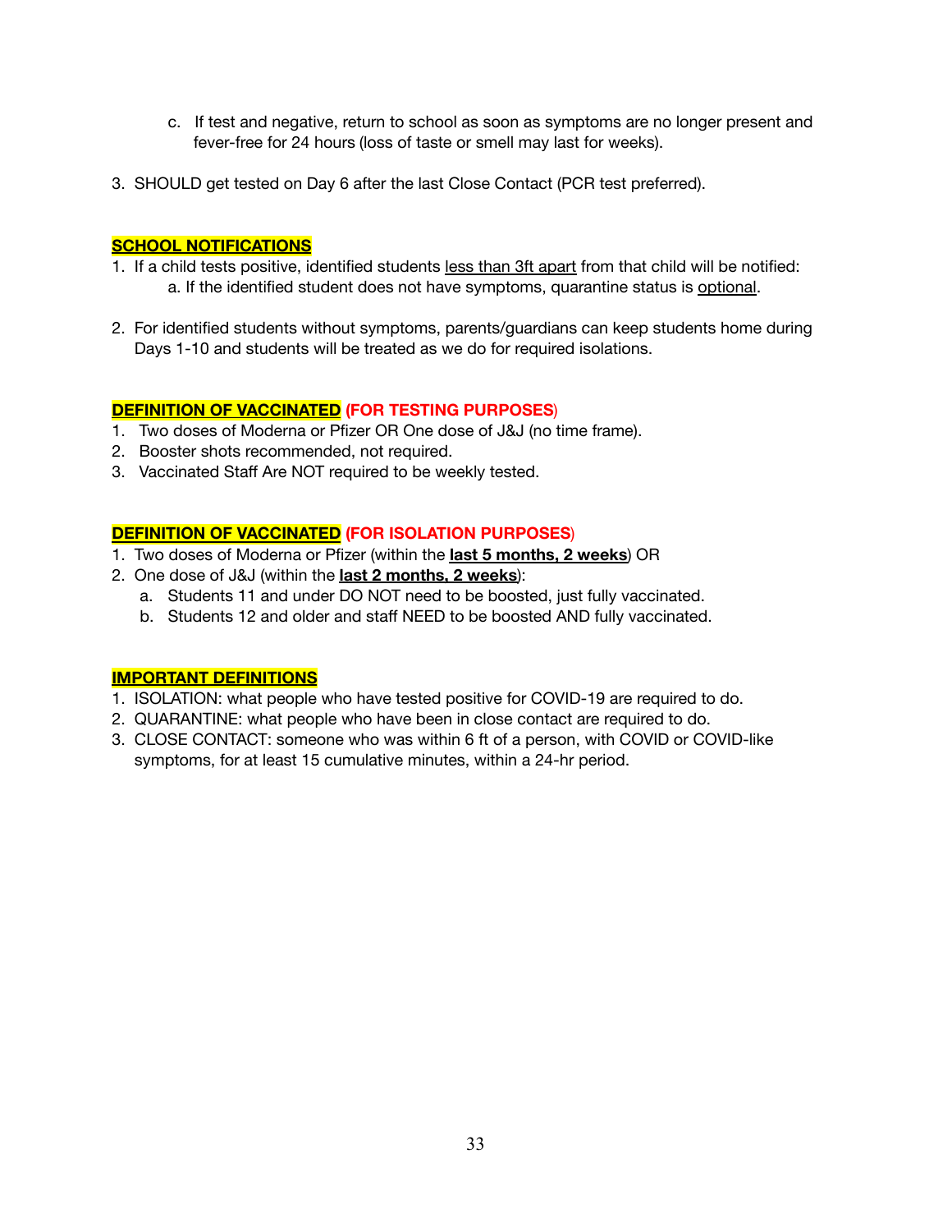c. If test and negative, return to school as soon as symptoms are no longer present and fever-free for 24 hours (loss of taste or smell may last for weeks).

3. SHOULD get tested on Day 6 after the last Close Contact (PCR test preferred).

## SCHOOL NOTIFICATIONS

1. If a child tests positive, identified students less than 3ft apart from that child will be notified:
   a. If the identified student does not have symptoms, quarantine status is optional.

2. For identified students without symptoms, parents/guardians can keep students home during Days 1-10 and students will be treated as we do for required isolations.

## DEFINITION OF VACCINATED (FOR TESTING PURPOSES)

1. Two doses of Moderna or Pfizer OR One dose of J&J (no time frame).
2. Booster shots recommended, not required.
3. Vaccinated Staff Are NOT required to be weekly tested.

## DEFINITION OF VACCINATED (FOR ISOLATION PURPOSES)

1. Two doses of Moderna or Pfizer (within the **last 5 months, 2 weeks**) OR
2. One dose of J&J (within the **last 2 months, 2 weeks**):
   a. Students 11 and under DO NOT need to be boosted, just fully vaccinated.
   b. Students 12 and older and staff NEED to be boosted AND fully vaccinated.

## IMPORTANT DEFINITIONS

1. ISOLATION: what people who have tested positive for COVID-19 are required to do.
2. QUARANTINE: what people who have been in close contact are required to do.
3. CLOSE CONTACT: someone who was within 6 ft of a person, with COVID or COVID-like symptoms, for at least 15 cumulative minutes, within a 24-hr period.